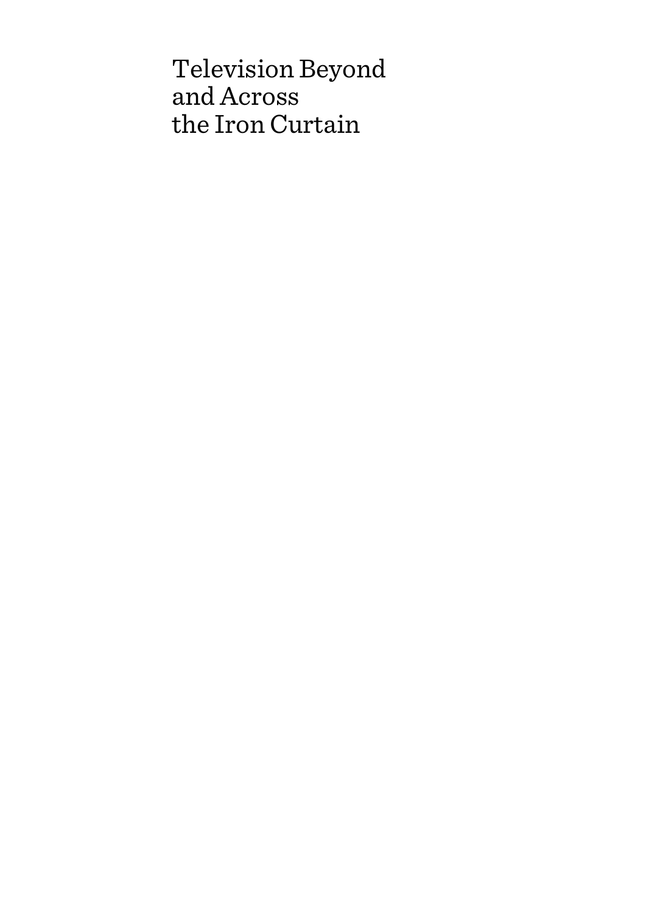# Television Beyond and Across the Iron Curtain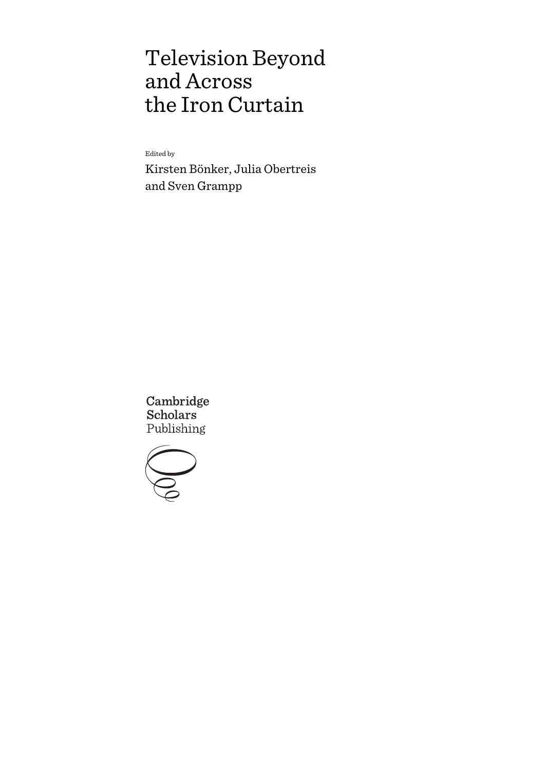# Television Beyond and Across the Iron Curtain

Edited by

Kirsten Bönker, Julia Obertreis and Sven Grampp

Cambridge Scholars Publishing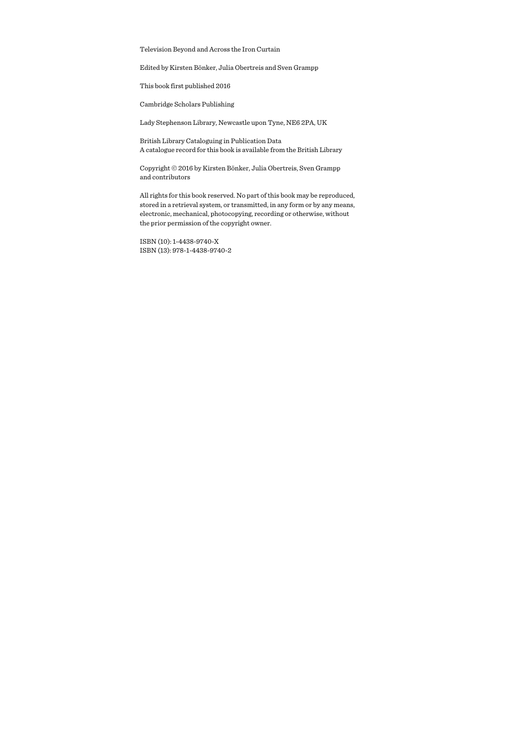Television Beyond and Across the Iron Curtain

Edited by Kirsten Bönker, Julia Obertreis and Sven Grampp

This book first published 2016

Cambridge Scholars Publishing

Lady Stephenson Library, Newcastle upon Tyne, NE6 2PA, UK

British Library Cataloguing in Publication Data
A catalogue record for this book is available from the British Library

Copyright © 2016 by Kirsten Bönker, Julia Obertreis, Sven Grampp and contributors

All rights for this book reserved. No part of this book may be reproduced, stored in a retrieval system, or transmitted, in any form or by any means, electronic, mechanical, photocopying, recording or otherwise, without the prior permission of the copyright owner.

ISBN (10): 1-4438-9740-X
ISBN (13): 978-1-4438-9740-2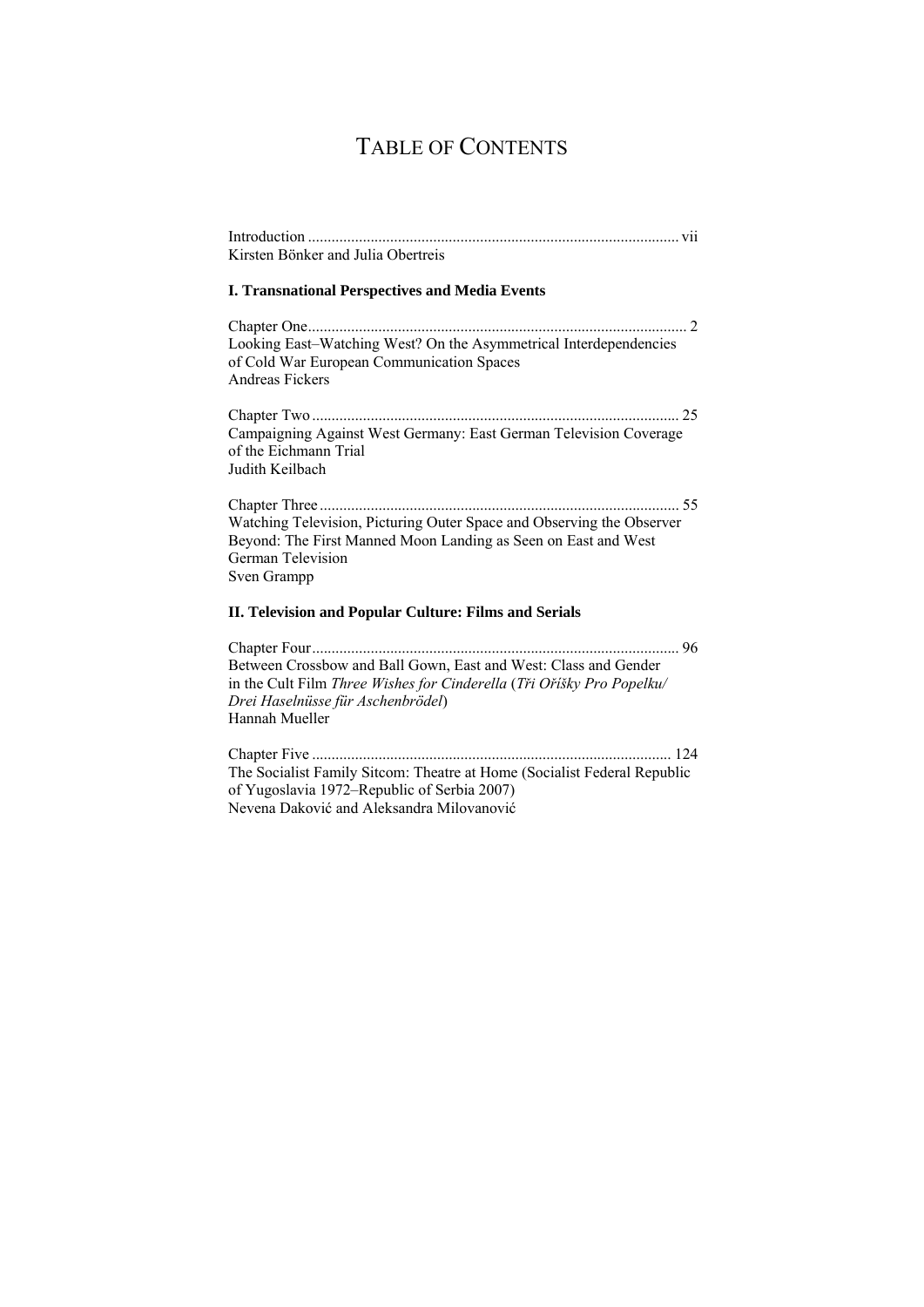# TABLE OF CONTENTS

Introduction ..... vii
Kirsten Bönker and Julia Obertreis

### I. Transnational Perspectives and Media Events

Chapter One ..... 2
Looking East–Watching West? On the Asymmetrical Interdependencies of Cold War European Communication Spaces
Andreas Fickers

Chapter Two ..... 25
Campaigning Against West Germany: East German Television Coverage of the Eichmann Trial
Judith Keilbach

Chapter Three ..... 55
Watching Television, Picturing Outer Space and Observing the Observer Beyond: The First Manned Moon Landing as Seen on East and West German Television
Sven Grampp

### II. Television and Popular Culture: Films and Serials

Chapter Four ..... 96
Between Crossbow and Ball Gown, East and West: Class and Gender in the Cult Film *Three Wishes for Cinderella* (*Tři Oříšky Pro Popelku/ Drei Haselnüsse für Aschenbrödel*)
Hannah Mueller

Chapter Five ..... 124
The Socialist Family Sitcom: Theatre at Home (Socialist Federal Republic of Yugoslavia 1972–Republic of Serbia 2007)
Nevena Daković and Aleksandra Milovanović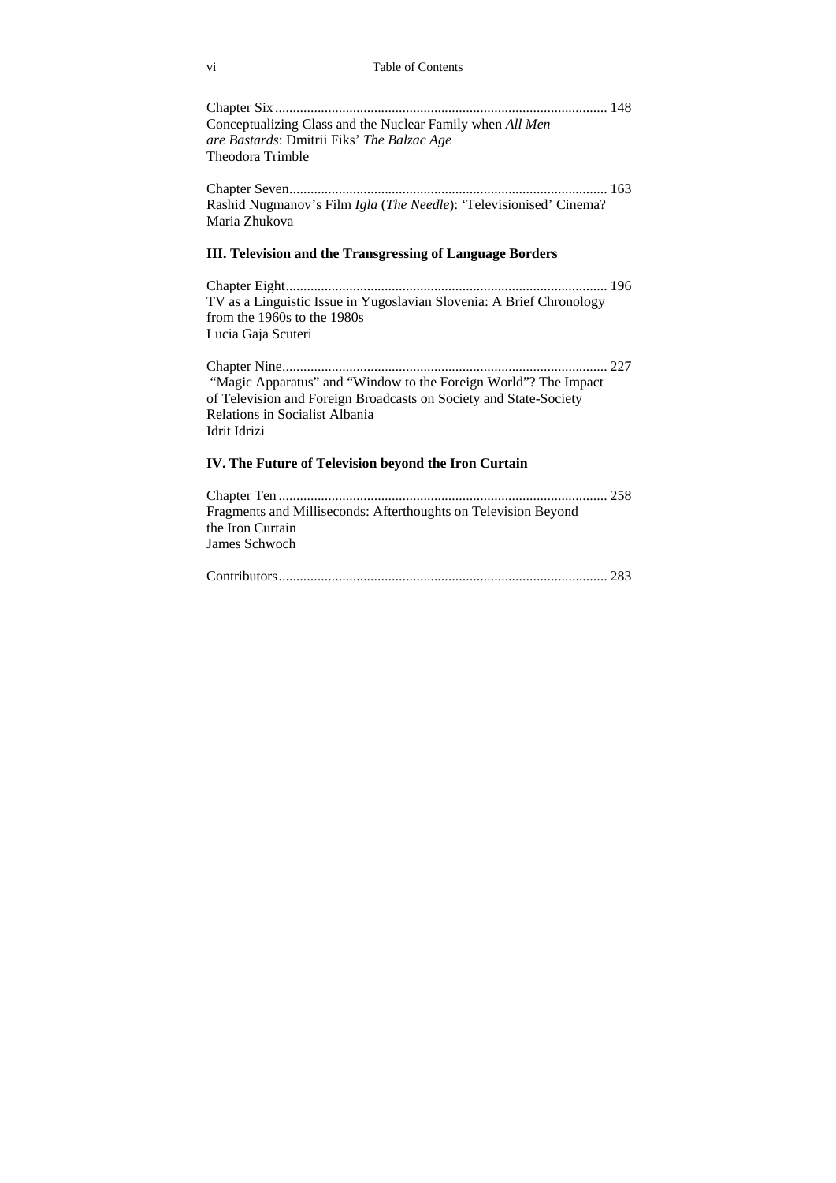Chapter Six ............................................................................................ 148
Conceptualizing Class and the Nuclear Family when *All Men are Bastards*: Dmitrii Fiks' *The Balzac Age*
Theodora Trimble

Chapter Seven......................................................................................... 163
Rashid Nugmanov's Film *Igla* (*The Needle*): 'Televisionised' Cinema?
Maria Zhukova

### III. Television and the Transgressing of Language Borders

Chapter Eight.......................................................................................... 196
TV as a Linguistic Issue in Yugoslavian Slovenia: A Brief Chronology from the 1960s to the 1980s
Lucia Gaja Scuteri

Chapter Nine........................................................................................... 227
"Magic Apparatus" and "Window to the Foreign World"? The Impact of Television and Foreign Broadcasts on Society and State-Society Relations in Socialist Albania
Idrit Idrizi

### IV. The Future of Television beyond the Iron Curtain

Chapter Ten ............................................................................................ 258
Fragments and Milliseconds: Afterthoughts on Television Beyond the Iron Curtain
James Schwoch

Contributors............................................................................................ 283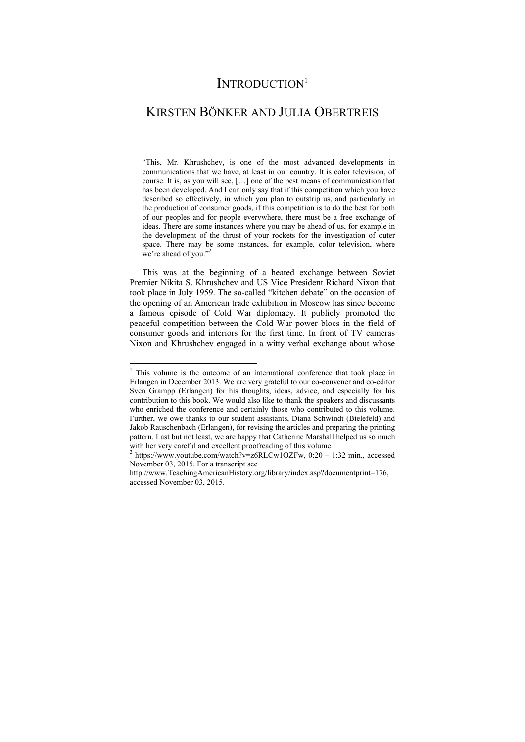# INTRODUCTION[1]

## KIRSTEN BÖNKER AND JULIA OBERTREIS

> "This, Mr. Khrushchev, is one of the most advanced developments in communications that we have, at least in our country. It is color television, of course. It is, as you will see, […] one of the best means of communication that has been developed. And I can only say that if this competition which you have described so effectively, in which you plan to outstrip us, and particularly in the production of consumer goods, if this competition is to do the best for both of our peoples and for people everywhere, there must be a free exchange of ideas. There are some instances where you may be ahead of us, for example in the development of the thrust of your rockets for the investigation of outer space. There may be some instances, for example, color television, where we're ahead of you."[2]

This was at the beginning of a heated exchange between Soviet Premier Nikita S. Khrushchev and US Vice President Richard Nixon that took place in July 1959. The so-called "kitchen debate" on the occasion of the opening of an American trade exhibition in Moscow has since become a famous episode of Cold War diplomacy. It publicly promoted the peaceful competition between the Cold War power blocs in the field of consumer goods and interiors for the first time. In front of TV cameras Nixon and Khrushchev engaged in a witty verbal exchange about whose

---

[1] This volume is the outcome of an international conference that took place in Erlangen in December 2013. We are very grateful to our co-convener and co-editor Sven Grampp (Erlangen) for his thoughts, ideas, advice, and especially for his contribution to this book. We would also like to thank the speakers and discussants who enriched the conference and certainly those who contributed to this volume. Further, we owe thanks to our student assistants, Diana Schwindt (Bielefeld) and Jakob Rauschenbach (Erlangen), for revising the articles and preparing the printing pattern. Last but not least, we are happy that Catherine Marshall helped us so much with her very careful and excellent proofreading of this volume.

[2] https://www.youtube.com/watch?v=z6RLCw1OZFw, 0:20 – 1:32 min., accessed November 03, 2015. For a transcript see http://www.TeachingAmericanHistory.org/library/index.asp?documentprint=176, accessed November 03, 2015.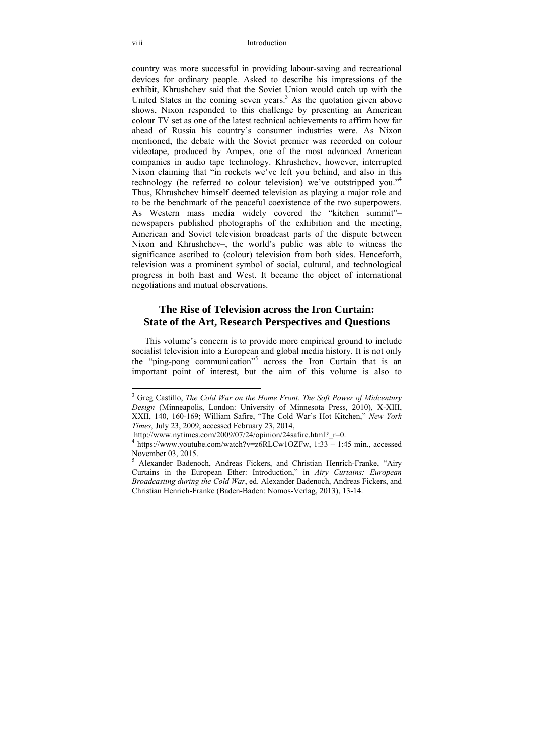country was more successful in providing labour-saving and recreational devices for ordinary people. Asked to describe his impressions of the exhibit, Khrushchev said that the Soviet Union would catch up with the United States in the coming seven years.[3] As the quotation given above shows, Nixon responded to this challenge by presenting an American colour TV set as one of the latest technical achievements to affirm how far ahead of Russia his country's consumer industries were. As Nixon mentioned, the debate with the Soviet premier was recorded on colour videotape, produced by Ampex, one of the most advanced American companies in audio tape technology. Khrushchev, however, interrupted Nixon claiming that "in rockets we've left you behind, and also in this technology (he referred to colour television) we've outstripped you."[4] Thus, Khrushchev himself deemed television as playing a major role and to be the benchmark of the peaceful coexistence of the two superpowers. As Western mass media widely covered the "kitchen summit"– newspapers published photographs of the exhibition and the meeting, American and Soviet television broadcast parts of the dispute between Nixon and Khrushchev–, the world's public was able to witness the significance ascribed to (colour) television from both sides. Henceforth, television was a prominent symbol of social, cultural, and technological progress in both East and West. It became the object of international negotiations and mutual observations.

## The Rise of Television across the Iron Curtain: State of the Art, Research Perspectives and Questions

This volume's concern is to provide more empirical ground to include socialist television into a European and global media history. It is not only the "ping-pong communication"[5] across the Iron Curtain that is an important point of interest, but the aim of this volume is also to

---

[3] Greg Castillo, *The Cold War on the Home Front. The Soft Power of Midcentury Design* (Minneapolis, London: University of Minnesota Press, 2010), X-XIII, XXII, 140, 160-169; William Safire, "The Cold War's Hot Kitchen," *New York Times*, July 23, 2009, accessed February 23, 2014, http://www.nytimes.com/2009/07/24/opinion/24safire.html?_r=0.

[4] https://www.youtube.com/watch?v=z6RLCw1OZFw, 1:33 – 1:45 min., accessed November 03, 2015.

[5] Alexander Badenoch, Andreas Fickers, and Christian Henrich-Franke, "Airy Curtains in the European Ether: Introduction," in *Airy Curtains: European Broadcasting during the Cold War*, ed. Alexander Badenoch, Andreas Fickers, and Christian Henrich-Franke (Baden-Baden: Nomos-Verlag, 2013), 13-14.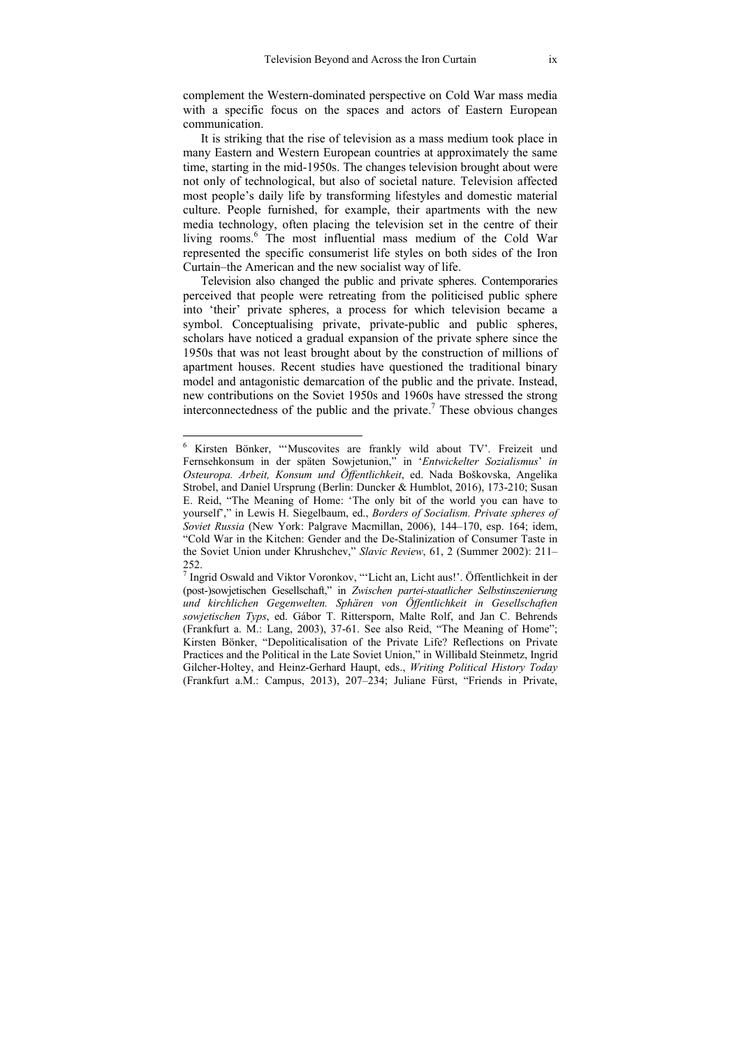complement the Western-dominated perspective on Cold War mass media with a specific focus on the spaces and actors of Eastern European communication.

It is striking that the rise of television as a mass medium took place in many Eastern and Western European countries at approximately the same time, starting in the mid-1950s. The changes television brought about were not only of technological, but also of societal nature. Television affected most people's daily life by transforming lifestyles and domestic material culture. People furnished, for example, their apartments with the new media technology, often placing the television set in the centre of their living rooms.[6] The most influential mass medium of the Cold War represented the specific consumerist life styles on both sides of the Iron Curtain–the American and the new socialist way of life.

Television also changed the public and private spheres. Contemporaries perceived that people were retreating from the politicised public sphere into 'their' private spheres, a process for which television became a symbol. Conceptualising private, private-public and public spheres, scholars have noticed a gradual expansion of the private sphere since the 1950s that was not least brought about by the construction of millions of apartment houses. Recent studies have questioned the traditional binary model and antagonistic demarcation of the public and the private. Instead, new contributions on the Soviet 1950s and 1960s have stressed the strong interconnectedness of the public and the private.[7] These obvious changes

---

[6] Kirsten Bönker, "'Muscovites are frankly wild about TV'. Freizeit und Fernsehkonsum in der späten Sowjetunion," in '*Entwickelter Sozialismus*' *in Osteuropa. Arbeit, Konsum und Öffentlichkeit*, ed. Nada Boškovska, Angelika Strobel, and Daniel Ursprung (Berlin: Duncker & Humblot, 2016), 173-210; Susan E. Reid, "The Meaning of Home: 'The only bit of the world you can have to yourself'," in Lewis H. Siegelbaum, ed., *Borders of Socialism. Private spheres of Soviet Russia* (New York: Palgrave Macmillan, 2006), 144–170, esp. 164; idem, "Cold War in the Kitchen: Gender and the De-Stalinization of Consumer Taste in the Soviet Union under Khrushchev," *Slavic Review*, 61, 2 (Summer 2002): 211–252.

[7] Ingrid Oswald and Viktor Voronkov, "'Licht an, Licht aus!'. Öffentlichkeit in der (post-)sowjetischen Gesellschaft," in *Zwischen partei-staatlicher Selbstinszenierung und kirchlichen Gegenwelten. Sphären von Öffentlichkeit in Gesellschaften sowjetischen Typs*, ed. Gábor T. Rittersporn, Malte Rolf, and Jan C. Behrends (Frankfurt a. M.: Lang, 2003), 37-61. See also Reid, "The Meaning of Home"; Kirsten Bönker, "Depoliticalisation of the Private Life? Reflections on Private Practices and the Political in the Late Soviet Union," in Willibald Steinmetz, Ingrid Gilcher-Holtey, and Heinz-Gerhard Haupt, eds., *Writing Political History Today* (Frankfurt a.M.: Campus, 2013), 207–234; Juliane Fürst, "Friends in Private,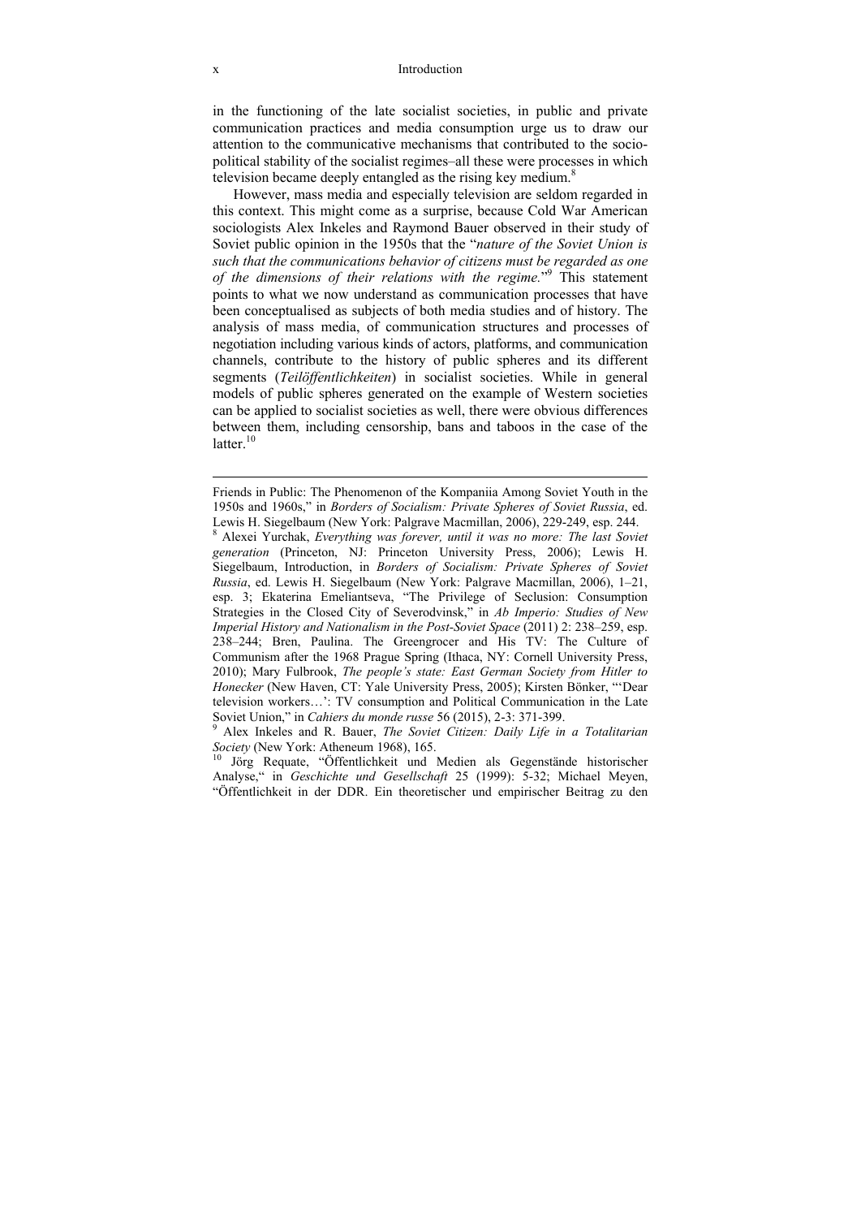in the functioning of the late socialist societies, in public and private communication practices and media consumption urge us to draw our attention to the communicative mechanisms that contributed to the socio-political stability of the socialist regimes–all these were processes in which television became deeply entangled as the rising key medium.[8]

However, mass media and especially television are seldom regarded in this context. This might come as a surprise, because Cold War American sociologists Alex Inkeles and Raymond Bauer observed in their study of Soviet public opinion in the 1950s that the "*nature of the Soviet Union is such that the communications behavior of citizens must be regarded as one of the dimensions of their relations with the regime.*"[9] This statement points to what we now understand as communication processes that have been conceptualised as subjects of both media studies and of history. The analysis of mass media, of communication structures and processes of negotiation including various kinds of actors, platforms, and communication channels, contribute to the history of public spheres and its different segments (*Teilöffentlichkeiten*) in socialist societies. While in general models of public spheres generated on the example of Western societies can be applied to socialist societies as well, there were obvious differences between them, including censorship, bans and taboos in the case of the latter.[10]

---

Friends in Public: The Phenomenon of the Kompaniia Among Soviet Youth in the 1950s and 1960s," in *Borders of Socialism: Private Spheres of Soviet Russia*, ed. Lewis H. Siegelbaum (New York: Palgrave Macmillan, 2006), 229-249, esp. 244.

[8] Alexei Yurchak, *Everything was forever, until it was no more: The last Soviet generation* (Princeton, NJ: Princeton University Press, 2006); Lewis H. Siegelbaum, Introduction, in *Borders of Socialism: Private Spheres of Soviet Russia*, ed. Lewis H. Siegelbaum (New York: Palgrave Macmillan, 2006), 1–21, esp. 3; Ekaterina Emeliantseva, "The Privilege of Seclusion: Consumption Strategies in the Closed City of Severodvinsk," in *Ab Imperio: Studies of New Imperial History and Nationalism in the Post-Soviet Space* (2011) 2: 238–259, esp. 238–244; Bren, Paulina. The Greengrocer and His TV: The Culture of Communism after the 1968 Prague Spring (Ithaca, NY: Cornell University Press, 2010); Mary Fulbrook, *The people's state: East German Society from Hitler to Honecker* (New Haven, CT: Yale University Press, 2005); Kirsten Bönker, "'Dear television workers…': TV consumption and Political Communication in the Late Soviet Union," in *Cahiers du monde russe* 56 (2015), 2-3: 371-399.

[9] Alex Inkeles and R. Bauer, *The Soviet Citizen: Daily Life in a Totalitarian Society* (New York: Atheneum 1968), 165.

[10] Jörg Requate, "Öffentlichkeit und Medien als Gegenstände historischer Analyse," in *Geschichte und Gesellschaft* 25 (1999): 5-32; Michael Meyen, "Öffentlichkeit in der DDR. Ein theoretischer und empirischer Beitrag zu den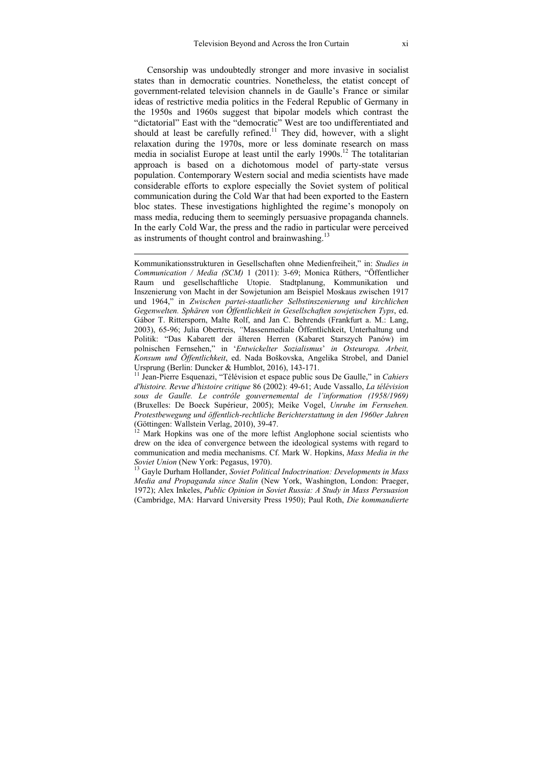Censorship was undoubtedly stronger and more invasive in socialist states than in democratic countries. Nonetheless, the etatist concept of government-related television channels in de Gaulle's France or similar ideas of restrictive media politics in the Federal Republic of Germany in the 1950s and 1960s suggest that bipolar models which contrast the "dictatorial" East with the "democratic" West are too undifferentiated and should at least be carefully refined.[11] They did, however, with a slight relaxation during the 1970s, more or less dominate research on mass media in socialist Europe at least until the early 1990s.[12] The totalitarian approach is based on a dichotomous model of party-state versus population. Contemporary Western social and media scientists have made considerable efforts to explore especially the Soviet system of political communication during the Cold War that had been exported to the Eastern bloc states. These investigations highlighted the regime's monopoly on mass media, reducing them to seemingly persuasive propaganda channels. In the early Cold War, the press and the radio in particular were perceived as instruments of thought control and brainwashing.[13]

---

Kommunikationsstrukturen in Gesellschaften ohne Medienfreiheit," in: *Studies in Communication / Media (SCM)* 1 (2011): 3-69; Monica Rüthers, "Öffentlicher Raum und gesellschaftliche Utopie. Stadtplanung, Kommunikation und Inszenierung von Macht in der Sowjetunion am Beispiel Moskaus zwischen 1917 und 1964," in *Zwischen partei-staatlicher Selbstinszenierung und kirchlichen Gegenwelten. Sphären von Öffentlichkeit in Gesellschaften sowjetischen Typs*, ed. Gábor T. Rittersporn, Malte Rolf, and Jan C. Behrends (Frankfurt a. M.: Lang, 2003), 65-96; Julia Obertreis, "Massenmediale Öffentlichkeit, Unterhaltung und Politik: "Das Kabarett der älteren Herren (Kabaret Starszych Panów) im polnischen Fernsehen," in '*Entwickelter Sozialismus*' *in Osteuropa. Arbeit, Konsum und Öffentlichkeit*, ed. Nada Boškovska, Angelika Strobel, and Daniel Ursprung (Berlin: Duncker & Humblot, 2016), 143-171.

[11] Jean-Pierre Esquenazi, "Télévision et espace public sous De Gaulle," in *Cahiers d'histoire. Revue d'histoire critique* 86 (2002): 49-61; Aude Vassallo, *La télévision sous de Gaulle. Le contrôle gouvernemental de l'information (1958/1969)* (Bruxelles: De Boeck Supérieur, 2005); Meike Vogel, *Unruhe im Fernsehen. Protestbewegung und öffentlich-rechtliche Berichterstattung in den 1960er Jahren* (Göttingen: Wallstein Verlag, 2010), 39-47.

[12] Mark Hopkins was one of the more leftist Anglophone social scientists who drew on the idea of convergence between the ideological systems with regard to communication and media mechanisms. Cf. Mark W. Hopkins, *Mass Media in the Soviet Union* (New York: Pegasus, 1970).

[13] Gayle Durham Hollander, *Soviet Political Indoctrination: Developments in Mass Media and Propaganda since Stalin* (New York, Washington, London: Praeger, 1972); Alex Inkeles, *Public Opinion in Soviet Russia: A Study in Mass Persuasion* (Cambridge, MA: Harvard University Press 1950); Paul Roth, *Die kommandierte*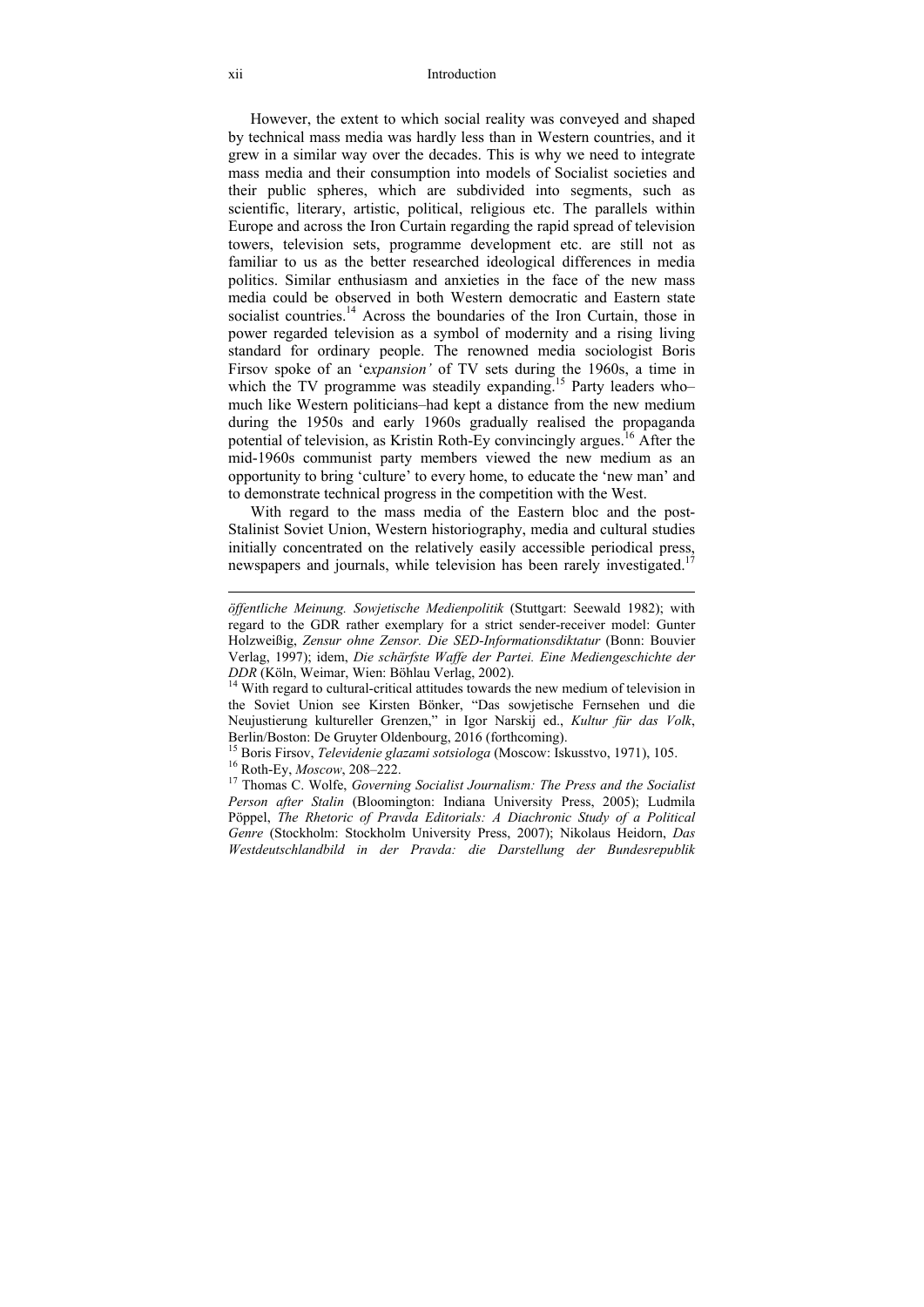However, the extent to which social reality was conveyed and shaped by technical mass media was hardly less than in Western countries, and it grew in a similar way over the decades. This is why we need to integrate mass media and their consumption into models of Socialist societies and their public spheres, which are subdivided into segments, such as scientific, literary, artistic, political, religious etc. The parallels within Europe and across the Iron Curtain regarding the rapid spread of television towers, television sets, programme development etc. are still not as familiar to us as the better researched ideological differences in media politics. Similar enthusiasm and anxieties in the face of the new mass media could be observed in both Western democratic and Eastern state socialist countries.[14] Across the boundaries of the Iron Curtain, those in power regarded television as a symbol of modernity and a rising living standard for ordinary people. The renowned media sociologist Boris Firsov spoke of an '*expansion'* of TV sets during the 1960s, a time in which the TV programme was steadily expanding.[15] Party leaders who–much like Western politicians–had kept a distance from the new medium during the 1950s and early 1960s gradually realised the propaganda potential of television, as Kristin Roth-Ey convincingly argues.[16] After the mid-1960s communist party members viewed the new medium as an opportunity to bring 'culture' to every home, to educate the 'new man' and to demonstrate technical progress in the competition with the West.

With regard to the mass media of the Eastern bloc and the post-Stalinist Soviet Union, Western historiography, media and cultural studies initially concentrated on the relatively easily accessible periodical press, newspapers and journals, while television has been rarely investigated.[17]

---

*öffentliche Meinung. Sowjetische Medienpolitik* (Stuttgart: Seewald 1982); with regard to the GDR rather exemplary for a strict sender-receiver model: Gunter Holzweißig, *Zensur ohne Zensor. Die SED-Informationsdiktatur* (Bonn: Bouvier Verlag, 1997); idem, *Die schärfste Waffe der Partei. Eine Mediengeschichte der DDR* (Köln, Weimar, Wien: Böhlau Verlag, 2002).

[14] With regard to cultural-critical attitudes towards the new medium of television in the Soviet Union see Kirsten Bönker, "Das sowjetische Fernsehen und die Neujustierung kultureller Grenzen," in Igor Narskij ed., *Kultur für das Volk*, Berlin/Boston: De Gruyter Oldenbourg, 2016 (forthcoming).

[15] Boris Firsov, *Televidenie glazami sotsiologa* (Moscow: Iskusstvo, 1971), 105.

[16] Roth-Ey, *Moscow*, 208–222.

[17] Thomas C. Wolfe, *Governing Socialist Journalism: The Press and the Socialist Person after Stalin* (Bloomington: Indiana University Press, 2005); Ludmila Pöppel, *The Rhetoric of Pravda Editorials: A Diachronic Study of a Political Genre* (Stockholm: Stockholm University Press, 2007); Nikolaus Heidorn, *Das Westdeutschlandbild in der Pravda: die Darstellung der Bundesrepublik*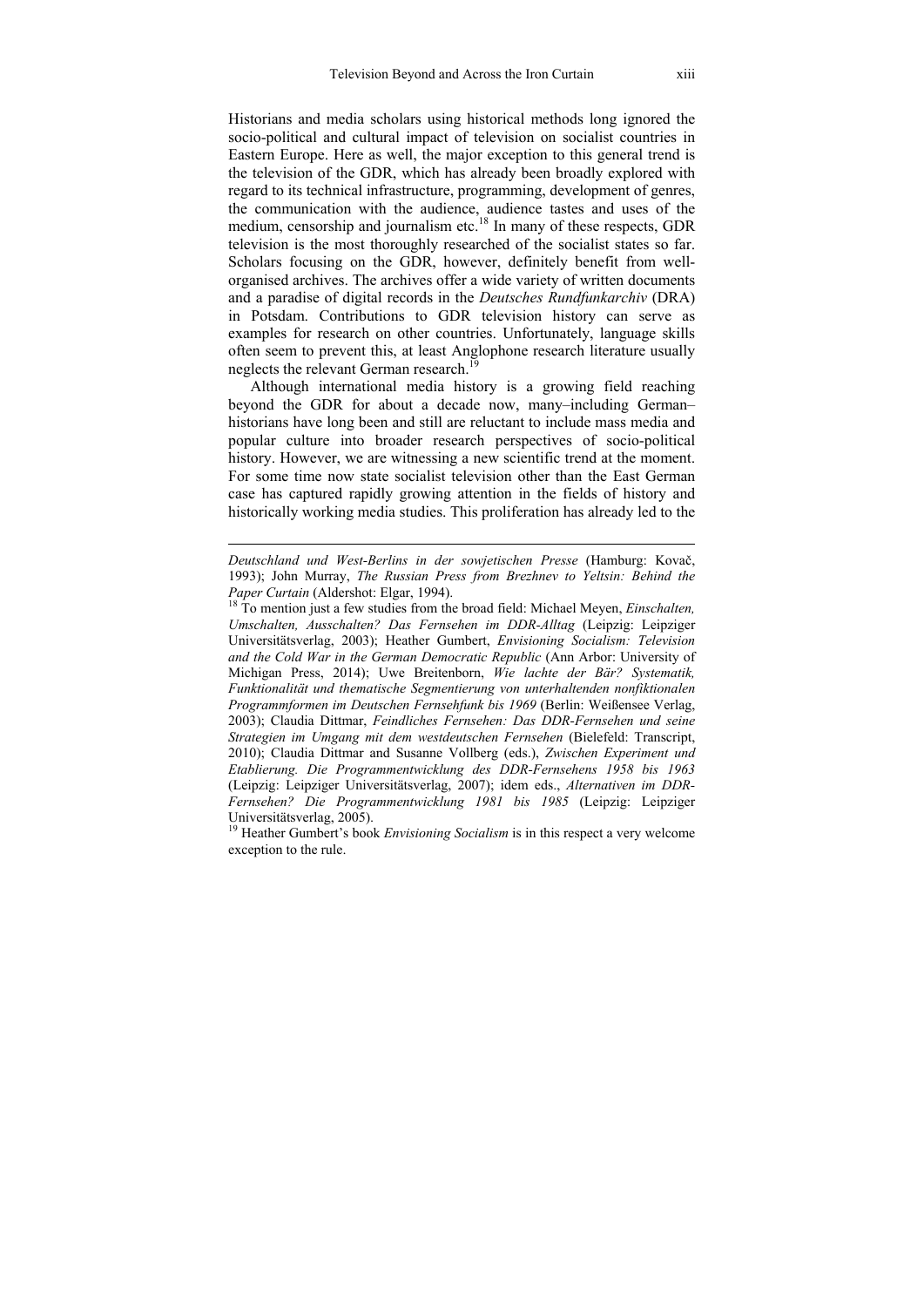Historians and media scholars using historical methods long ignored the socio-political and cultural impact of television on socialist countries in Eastern Europe. Here as well, the major exception to this general trend is the television of the GDR, which has already been broadly explored with regard to its technical infrastructure, programming, development of genres, the communication with the audience, audience tastes and uses of the medium, censorship and journalism etc.[18] In many of these respects, GDR television is the most thoroughly researched of the socialist states so far. Scholars focusing on the GDR, however, definitely benefit from well-organised archives. The archives offer a wide variety of written documents and a paradise of digital records in the *Deutsches Rundfunkarchiv* (DRA) in Potsdam. Contributions to GDR television history can serve as examples for research on other countries. Unfortunately, language skills often seem to prevent this, at least Anglophone research literature usually neglects the relevant German research.[19]

Although international media history is a growing field reaching beyond the GDR for about a decade now, many–including German–historians have long been and still are reluctant to include mass media and popular culture into broader research perspectives of socio-political history. However, we are witnessing a new scientific trend at the moment. For some time now state socialist television other than the East German case has captured rapidly growing attention in the fields of history and historically working media studies. This proliferation has already led to the

---

*Deutschland und West-Berlins in der sowjetischen Presse* (Hamburg: Kovač, 1993); John Murray, *The Russian Press from Brezhnev to Yeltsin: Behind the Paper Curtain* (Aldershot: Elgar, 1994).

[18] To mention just a few studies from the broad field: Michael Meyen, *Einschalten, Umschalten, Ausschalten? Das Fernsehen im DDR-Alltag* (Leipzig: Leipziger Universitätsverlag, 2003); Heather Gumbert, *Envisioning Socialism: Television and the Cold War in the German Democratic Republic* (Ann Arbor: University of Michigan Press, 2014); Uwe Breitenborn, *Wie lachte der Bär? Systematik, Funktionalität und thematische Segmentierung von unterhaltenden nonfiktionalen Programmformen im Deutschen Fernsehfunk bis 1969* (Berlin: Weißensee Verlag, 2003); Claudia Dittmar, *Feindliches Fernsehen: Das DDR-Fernsehen und seine Strategien im Umgang mit dem westdeutschen Fernsehen* (Bielefeld: Transcript, 2010); Claudia Dittmar and Susanne Vollberg (eds.), *Zwischen Experiment und Etablierung. Die Programmentwicklung des DDR-Fernsehens 1958 bis 1963* (Leipzig: Leipziger Universitätsverlag, 2007); idem eds., *Alternativen im DDR-Fernsehen? Die Programmentwicklung 1981 bis 1985* (Leipzig: Leipziger Universitätsverlag, 2005).

[19] Heather Gumbert's book *Envisioning Socialism* is in this respect a very welcome exception to the rule.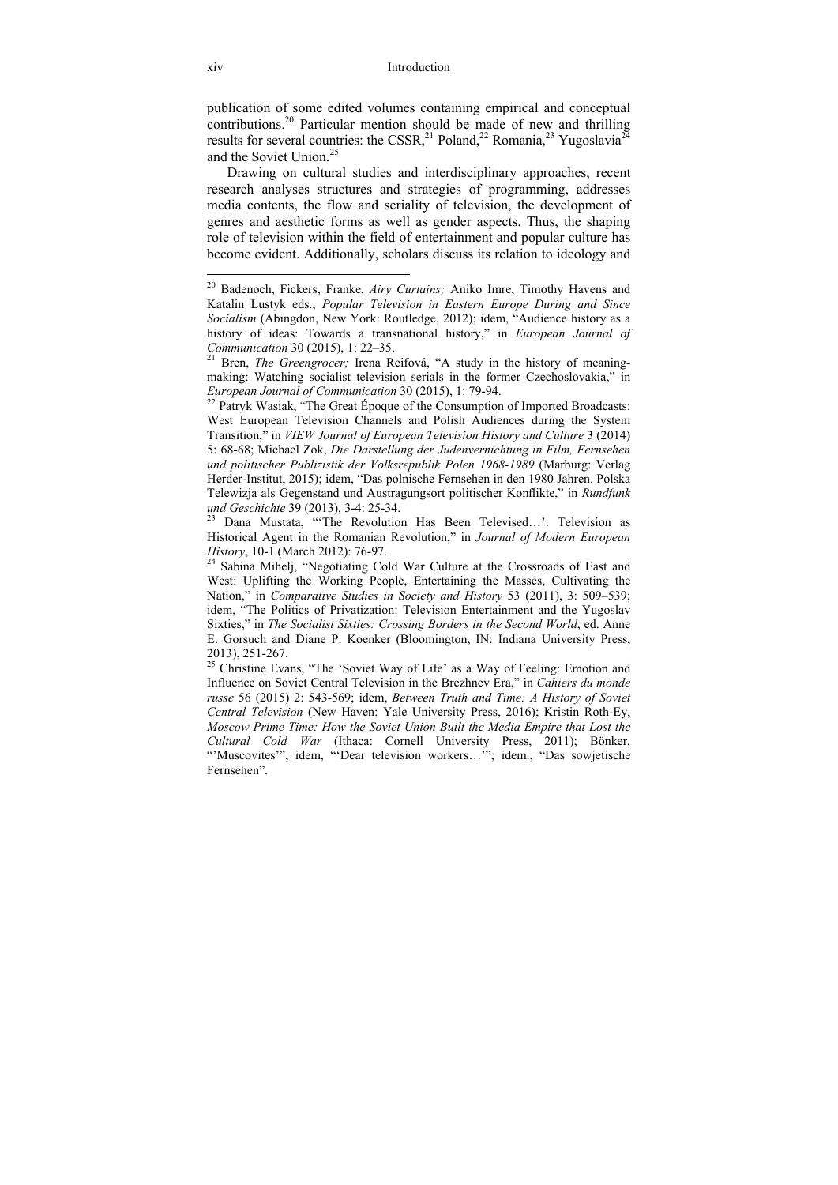publication of some edited volumes containing empirical and conceptual contributions.[20] Particular mention should be made of new and thrilling results for several countries: the CSSR,[21] Poland,[22] Romania,[23] Yugoslavia[24] and the Soviet Union.[25]

Drawing on cultural studies and interdisciplinary approaches, recent research analyses structures and strategies of programming, addresses media contents, the flow and seriality of television, the development of genres and aesthetic forms as well as gender aspects. Thus, the shaping role of television within the field of entertainment and popular culture has become evident. Additionally, scholars discuss its relation to ideology and

---

[20] Badenoch, Fickers, Franke, *Airy Curtains;* Aniko Imre, Timothy Havens and Katalin Lustyk eds., *Popular Television in Eastern Europe During and Since Socialism* (Abingdon, New York: Routledge, 2012); idem, "Audience history as a history of ideas: Towards a transnational history," in *European Journal of Communication* 30 (2015), 1: 22–35.

[21] Bren, *The Greengrocer;* Irena Reifová, "A study in the history of meaning-making: Watching socialist television serials in the former Czechoslovakia," in *European Journal of Communication* 30 (2015), 1: 79-94.

[22] Patryk Wasiak, "The Great Époque of the Consumption of Imported Broadcasts: West European Television Channels and Polish Audiences during the System Transition," in *VIEW Journal of European Television History and Culture* 3 (2014) 5: 68-68; Michael Zok, *Die Darstellung der Judenvernichtung in Film, Fernsehen und politischer Publizistik der Volksrepublik Polen 1968-1989* (Marburg: Verlag Herder-Institut, 2015); idem, "Das polnische Fernsehen in den 1980 Jahren. Polska Telewizja als Gegenstand und Austragungsort politischer Konflikte," in *Rundfunk und Geschichte* 39 (2013), 3-4: 25-34.

[23] Dana Mustata, "'The Revolution Has Been Televised…': Television as Historical Agent in the Romanian Revolution," in *Journal of Modern European History*, 10-1 (March 2012): 76-97.

[24] Sabina Mihelj, "Negotiating Cold War Culture at the Crossroads of East and West: Uplifting the Working People, Entertaining the Masses, Cultivating the Nation," in *Comparative Studies in Society and History* 53 (2011), 3: 509–539; idem, "The Politics of Privatization: Television Entertainment and the Yugoslav Sixties," in *The Socialist Sixties: Crossing Borders in the Second World*, ed. Anne E. Gorsuch and Diane P. Koenker (Bloomington, IN: Indiana University Press, 2013), 251-267.

[25] Christine Evans, "The 'Soviet Way of Life' as a Way of Feeling: Emotion and Influence on Soviet Central Television in the Brezhnev Era," in *Cahiers du monde russe* 56 (2015) 2: 543-569; idem, *Between Truth and Time: A History of Soviet Central Television* (New Haven: Yale University Press, 2016); Kristin Roth-Ey, *Moscow Prime Time: How the Soviet Union Built the Media Empire that Lost the Cultural Cold War* (Ithaca: Cornell University Press, 2011); Bönker, "'Muscovites'"; idem, "'Dear television workers…'"; idem., "Das sowjetische Fernsehen".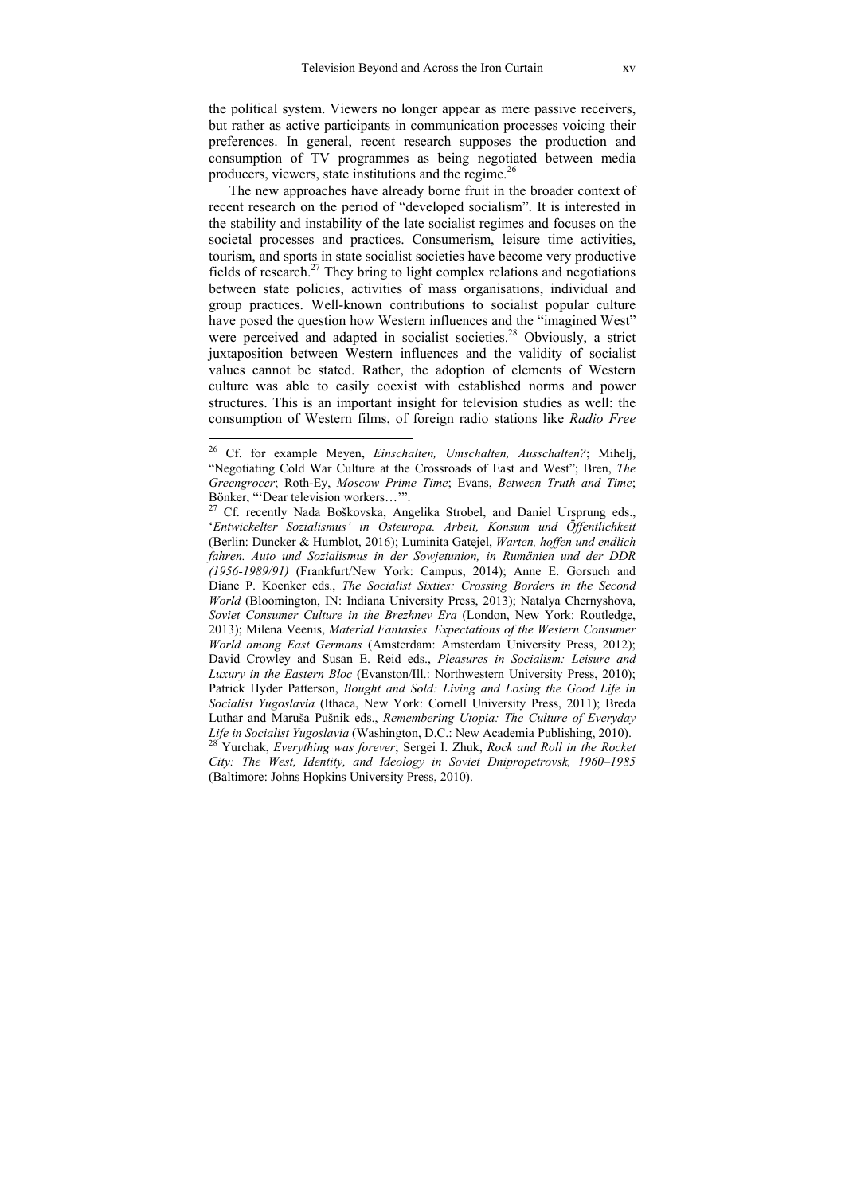the political system. Viewers no longer appear as mere passive receivers, but rather as active participants in communication processes voicing their preferences. In general, recent research supposes the production and consumption of TV programmes as being negotiated between media producers, viewers, state institutions and the regime.[26]

The new approaches have already borne fruit in the broader context of recent research on the period of "developed socialism". It is interested in the stability and instability of the late socialist regimes and focuses on the societal processes and practices. Consumerism, leisure time activities, tourism, and sports in state socialist societies have become very productive fields of research.[27] They bring to light complex relations and negotiations between state policies, activities of mass organisations, individual and group practices. Well-known contributions to socialist popular culture have posed the question how Western influences and the "imagined West" were perceived and adapted in socialist societies.[28] Obviously, a strict juxtaposition between Western influences and the validity of socialist values cannot be stated. Rather, the adoption of elements of Western culture was able to easily coexist with established norms and power structures. This is an important insight for television studies as well: the consumption of Western films, of foreign radio stations like *Radio Free*

---

[26] Cf. for example Meyen, *Einschalten, Umschalten, Ausschalten?*; Mihelj, "Negotiating Cold War Culture at the Crossroads of East and West"; Bren, *The Greengrocer*; Roth-Ey, *Moscow Prime Time*; Evans, *Between Truth and Time*; Bönker, "'Dear television workers…'".

[27] Cf. recently Nada Boškovska, Angelika Strobel, and Daniel Ursprung eds., '*Entwickelter Sozialismus' in Osteuropa. Arbeit, Konsum und Öffentlichkeit* (Berlin: Duncker & Humblot, 2016); Luminita Gatejel, *Warten, hoffen und endlich fahren. Auto und Sozialismus in der Sowjetunion, in Rumänien und der DDR (1956-1989/91)* (Frankfurt/New York: Campus, 2014); Anne E. Gorsuch and Diane P. Koenker eds., *The Socialist Sixties: Crossing Borders in the Second World* (Bloomington, IN: Indiana University Press, 2013); Natalya Chernyshova, *Soviet Consumer Culture in the Brezhnev Era* (London, New York: Routledge, 2013); Milena Veenis, *Material Fantasies. Expectations of the Western Consumer World among East Germans* (Amsterdam: Amsterdam University Press, 2012); David Crowley and Susan E. Reid eds., *Pleasures in Socialism: Leisure and Luxury in the Eastern Bloc* (Evanston/Ill.: Northwestern University Press, 2010); Patrick Hyder Patterson, *Bought and Sold: Living and Losing the Good Life in Socialist Yugoslavia* (Ithaca, New York: Cornell University Press, 2011); Breda Luthar and Maruša Pušnik eds., *Remembering Utopia: The Culture of Everyday Life in Socialist Yugoslavia* (Washington, D.C.: New Academia Publishing, 2010).

[28] Yurchak, *Everything was forever*; Sergei I. Zhuk, *Rock and Roll in the Rocket City: The West, Identity, and Ideology in Soviet Dnipropetrovsk, 1960–1985* (Baltimore: Johns Hopkins University Press, 2010).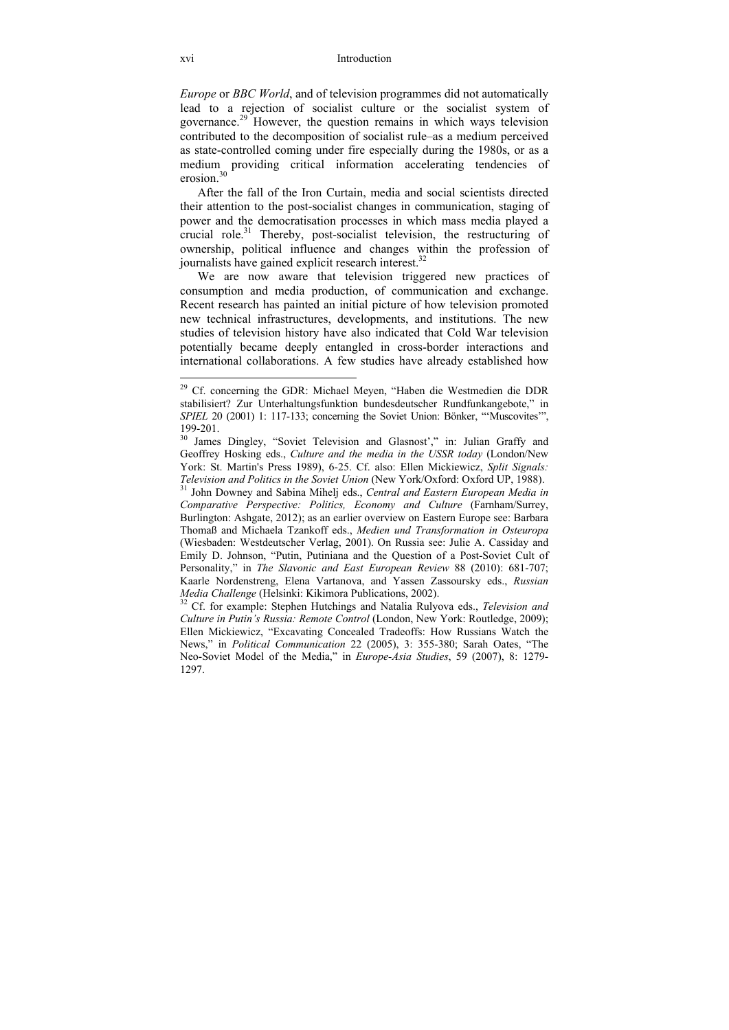*Europe* or *BBC World*, and of television programmes did not automatically lead to a rejection of socialist culture or the socialist system of governance.[29] However, the question remains in which ways television contributed to the decomposition of socialist rule–as a medium perceived as state-controlled coming under fire especially during the 1980s, or as a medium providing critical information accelerating tendencies of erosion.[30]

After the fall of the Iron Curtain, media and social scientists directed their attention to the post-socialist changes in communication, staging of power and the democratisation processes in which mass media played a crucial role.[31] Thereby, post-socialist television, the restructuring of ownership, political influence and changes within the profession of journalists have gained explicit research interest.[32]

We are now aware that television triggered new practices of consumption and media production, of communication and exchange. Recent research has painted an initial picture of how television promoted new technical infrastructures, developments, and institutions. The new studies of television history have also indicated that Cold War television potentially became deeply entangled in cross-border interactions and international collaborations. A few studies have already established how

---

[29] Cf. concerning the GDR: Michael Meyen, "Haben die Westmedien die DDR stabilisiert? Zur Unterhaltungsfunktion bundesdeutscher Rundfunkangebote," in *SPIEL* 20 (2001) 1: 117-133; concerning the Soviet Union: Bönker, "'Muscovites'", 199-201.

[30] James Dingley, "Soviet Television and Glasnost'," in: Julian Graffy and Geoffrey Hosking eds., *Culture and the media in the USSR today* (London/New York: St. Martin's Press 1989), 6-25. Cf. also: Ellen Mickiewicz, *Split Signals: Television and Politics in the Soviet Union* (New York/Oxford: Oxford UP, 1988).

[31] John Downey and Sabina Mihelj eds., *Central and Eastern European Media in Comparative Perspective: Politics, Economy and Culture* (Farnham/Surrey, Burlington: Ashgate, 2012); as an earlier overview on Eastern Europe see: Barbara Thomaß and Michaela Tzankoff eds., *Medien und Transformation in Osteuropa* (Wiesbaden: Westdeutscher Verlag, 2001). On Russia see: Julie A. Cassiday and Emily D. Johnson, "Putin, Putiniana and the Question of a Post-Soviet Cult of Personality," in *The Slavonic and East European Review* 88 (2010): 681-707; Kaarle Nordenstreng, Elena Vartanova, and Yassen Zassoursky eds., *Russian Media Challenge* (Helsinki: Kikimora Publications, 2002).

[32] Cf. for example: Stephen Hutchings and Natalia Rulyova eds., *Television and Culture in Putin's Russia: Remote Control* (London, New York: Routledge, 2009); Ellen Mickiewicz, "Excavating Concealed Tradeoffs: How Russians Watch the News," in *Political Communication* 22 (2005), 3: 355-380; Sarah Oates, "The Neo-Soviet Model of the Media," in *Europe-Asia Studies*, 59 (2007), 8: 1279-1297.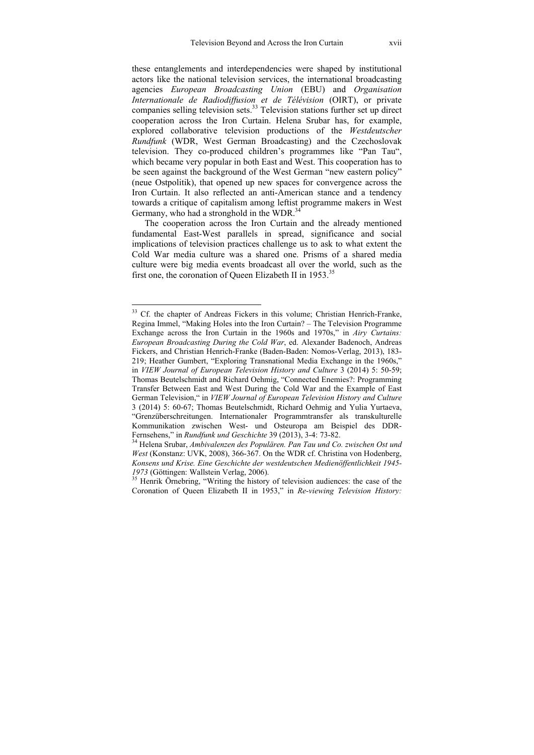these entanglements and interdependencies were shaped by institutional actors like the national television services, the international broadcasting agencies *European Broadcasting Union* (EBU) and *Organisation Internationale de Radiodiffusion et de Télévision* (OIRT), or private companies selling television sets.[33] Television stations further set up direct cooperation across the Iron Curtain. Helena Srubar has, for example, explored collaborative television productions of the *Westdeutscher Rundfunk* (WDR, West German Broadcasting) and the Czechoslovak television. They co-produced children's programmes like "Pan Tau", which became very popular in both East and West. This cooperation has to be seen against the background of the West German "new eastern policy" (neue Ostpolitik), that opened up new spaces for convergence across the Iron Curtain. It also reflected an anti-American stance and a tendency towards a critique of capitalism among leftist programme makers in West Germany, who had a stronghold in the WDR.[34]

The cooperation across the Iron Curtain and the already mentioned fundamental East-West parallels in spread, significance and social implications of television practices challenge us to ask to what extent the Cold War media culture was a shared one. Prisms of a shared media culture were big media events broadcast all over the world, such as the first one, the coronation of Queen Elizabeth II in 1953.[35]

---

[33] Cf. the chapter of Andreas Fickers in this volume; Christian Henrich-Franke, Regina Immel, "Making Holes into the Iron Curtain? – The Television Programme Exchange across the Iron Curtain in the 1960s and 1970s," in *Airy Curtains: European Broadcasting During the Cold War*, ed. Alexander Badenoch, Andreas Fickers, and Christian Henrich-Franke (Baden-Baden: Nomos-Verlag, 2013), 183-219; Heather Gumbert, "Exploring Transnational Media Exchange in the 1960s," in *VIEW Journal of European Television History and Culture* 3 (2014) 5: 50-59; Thomas Beutelschmidt and Richard Oehmig, "Connected Enemies?: Programming Transfer Between East and West During the Cold War and the Example of East German Television," in *VIEW Journal of European Television History and Culture* 3 (2014) 5: 60-67; Thomas Beutelschmidt, Richard Oehmig and Yulia Yurtaeva, "Grenzüberschreitungen. Internationaler Programmtransfer als transkulturelle Kommunikation zwischen West- und Osteuropa am Beispiel des DDR-Fernsehens," in *Rundfunk und Geschichte* 39 (2013), 3-4: 73-82.

[34] Helena Srubar, *Ambivalenzen des Populären. Pan Tau und Co. zwischen Ost und West* (Konstanz: UVK, 2008), 366-367. On the WDR cf. Christina von Hodenberg, *Konsens und Krise. Eine Geschichte der westdeutschen Medienöffentlichkeit 1945-1973* (Göttingen: Wallstein Verlag, 2006).

[35] Henrik Örnebring, "Writing the history of television audiences: the case of the Coronation of Queen Elizabeth II in 1953," in *Re-viewing Television History:*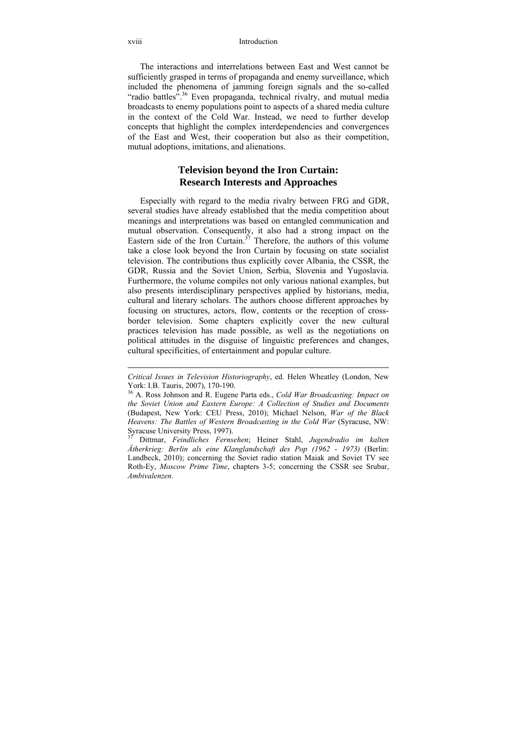The interactions and interrelations between East and West cannot be sufficiently grasped in terms of propaganda and enemy surveillance, which included the phenomena of jamming foreign signals and the so-called "radio battles".[36] Even propaganda, technical rivalry, and mutual media broadcasts to enemy populations point to aspects of a shared media culture in the context of the Cold War. Instead, we need to further develop concepts that highlight the complex interdependencies and convergences of the East and West, their cooperation but also as their competition, mutual adoptions, imitations, and alienations.

## Television beyond the Iron Curtain: Research Interests and Approaches

Especially with regard to the media rivalry between FRG and GDR, several studies have already established that the media competition about meanings and interpretations was based on entangled communication and mutual observation. Consequently, it also had a strong impact on the Eastern side of the Iron Curtain.[37] Therefore, the authors of this volume take a close look beyond the Iron Curtain by focusing on state socialist television. The contributions thus explicitly cover Albania, the CSSR, the GDR, Russia and the Soviet Union, Serbia, Slovenia and Yugoslavia. Furthermore, the volume compiles not only various national examples, but also presents interdisciplinary perspectives applied by historians, media, cultural and literary scholars. The authors choose different approaches by focusing on structures, actors, flow, contents or the reception of cross-border television. Some chapters explicitly cover the new cultural practices television has made possible, as well as the negotiations on political attitudes in the disguise of linguistic preferences and changes, cultural specificities, of entertainment and popular culture.

---

*Critical Issues in Television Historiography*, ed. Helen Wheatley (London, New York: I.B. Tauris, 2007), 170-190.

[36] A. Ross Johnson and R. Eugene Parta eds., *Cold War Broadcasting: Impact on the Soviet Union and Eastern Europe: A Collection of Studies and Documents* (Budapest, New York: CEU Press, 2010); Michael Nelson, *War of the Black Heavens: The Battles of Western Broadcasting in the Cold War* (Syracuse, NW: Syracuse University Press, 1997).

[37] Dittmar, *Feindliches Fernsehen*; Heiner Stahl, *Jugendradio im kalten Ätherkrieg: Berlin als eine Klanglandschaft des Pop (1962 - 1973)* (Berlin: Landbeck, 2010); concerning the Soviet radio station Maiak and Soviet TV see Roth-Ey, *Moscow Prime Time*, chapters 3-5; concerning the CSSR see Srubar, *Ambivalenzen*.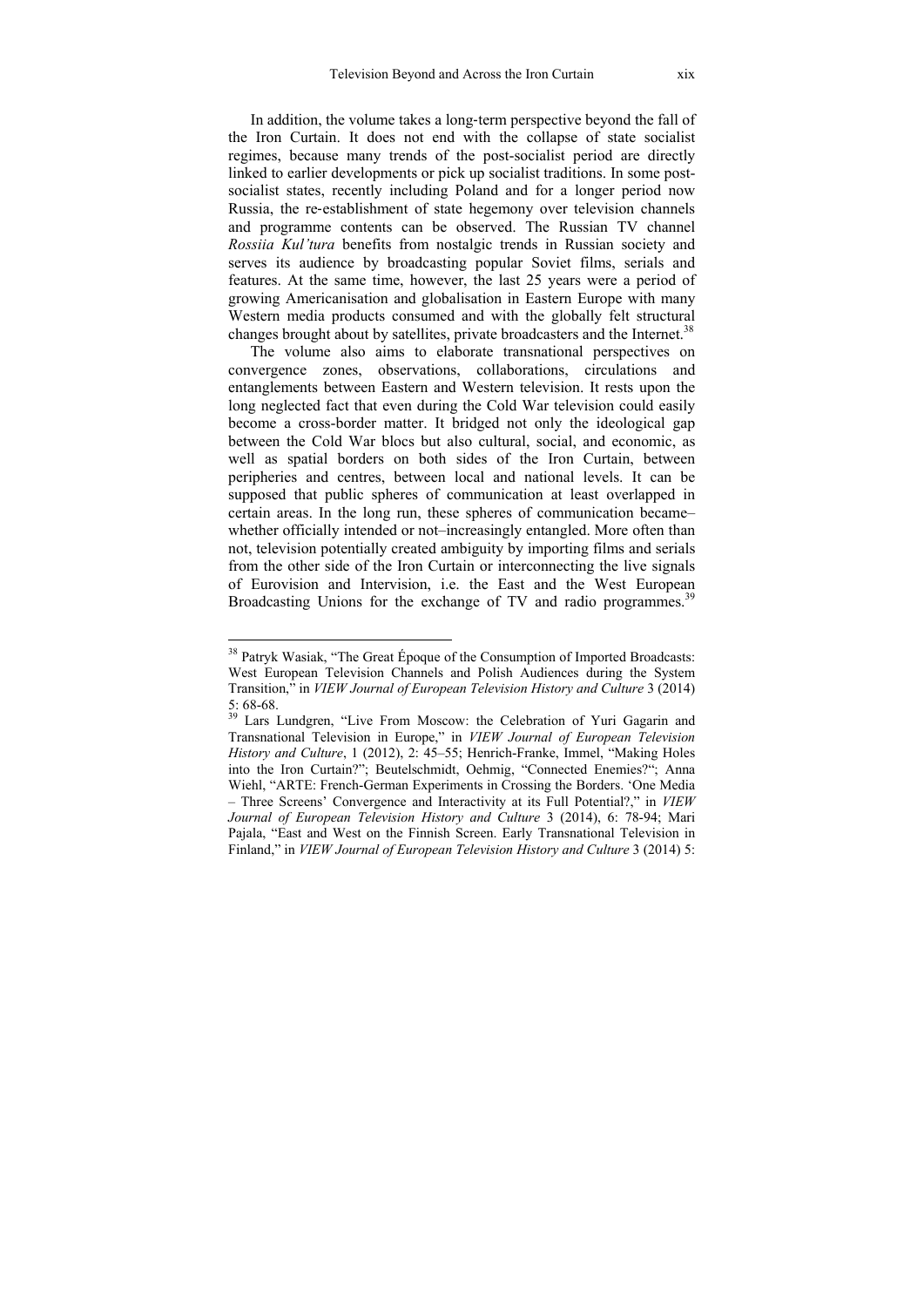In addition, the volume takes a long-term perspective beyond the fall of the Iron Curtain. It does not end with the collapse of state socialist regimes, because many trends of the post-socialist period are directly linked to earlier developments or pick up socialist traditions. In some post-socialist states, recently including Poland and for a longer period now Russia, the re-establishment of state hegemony over television channels and programme contents can be observed. The Russian TV channel *Rossiia Kul'tura* benefits from nostalgic trends in Russian society and serves its audience by broadcasting popular Soviet films, serials and features. At the same time, however, the last 25 years were a period of growing Americanisation and globalisation in Eastern Europe with many Western media products consumed and with the globally felt structural changes brought about by satellites, private broadcasters and the Internet.[38]

The volume also aims to elaborate transnational perspectives on convergence zones, observations, collaborations, circulations and entanglements between Eastern and Western television. It rests upon the long neglected fact that even during the Cold War television could easily become a cross-border matter. It bridged not only the ideological gap between the Cold War blocs but also cultural, social, and economic, as well as spatial borders on both sides of the Iron Curtain, between peripheries and centres, between local and national levels. It can be supposed that public spheres of communication at least overlapped in certain areas. In the long run, these spheres of communication became– whether officially intended or not–increasingly entangled. More often than not, television potentially created ambiguity by importing films and serials from the other side of the Iron Curtain or interconnecting the live signals of Eurovision and Intervision, i.e. the East and the West European Broadcasting Unions for the exchange of TV and radio programmes.[39]

---

[38] Patryk Wasiak, "The Great Époque of the Consumption of Imported Broadcasts: West European Television Channels and Polish Audiences during the System Transition," in *VIEW Journal of European Television History and Culture* 3 (2014) 5: 68-68.

[39] Lars Lundgren, "Live From Moscow: the Celebration of Yuri Gagarin and Transnational Television in Europe," in *VIEW Journal of European Television History and Culture*, 1 (2012), 2: 45–55; Henrich-Franke, Immel, "Making Holes into the Iron Curtain?"; Beutelschmidt, Oehmig, "Connected Enemies?"; Anna Wiehl, "ARTE: French-German Experiments in Crossing the Borders. 'One Media – Three Screens' Convergence and Interactivity at its Full Potential?," in *VIEW Journal of European Television History and Culture* 3 (2014), 6: 78-94; Mari Pajala, "East and West on the Finnish Screen. Early Transnational Television in Finland," in *VIEW Journal of European Television History and Culture* 3 (2014) 5: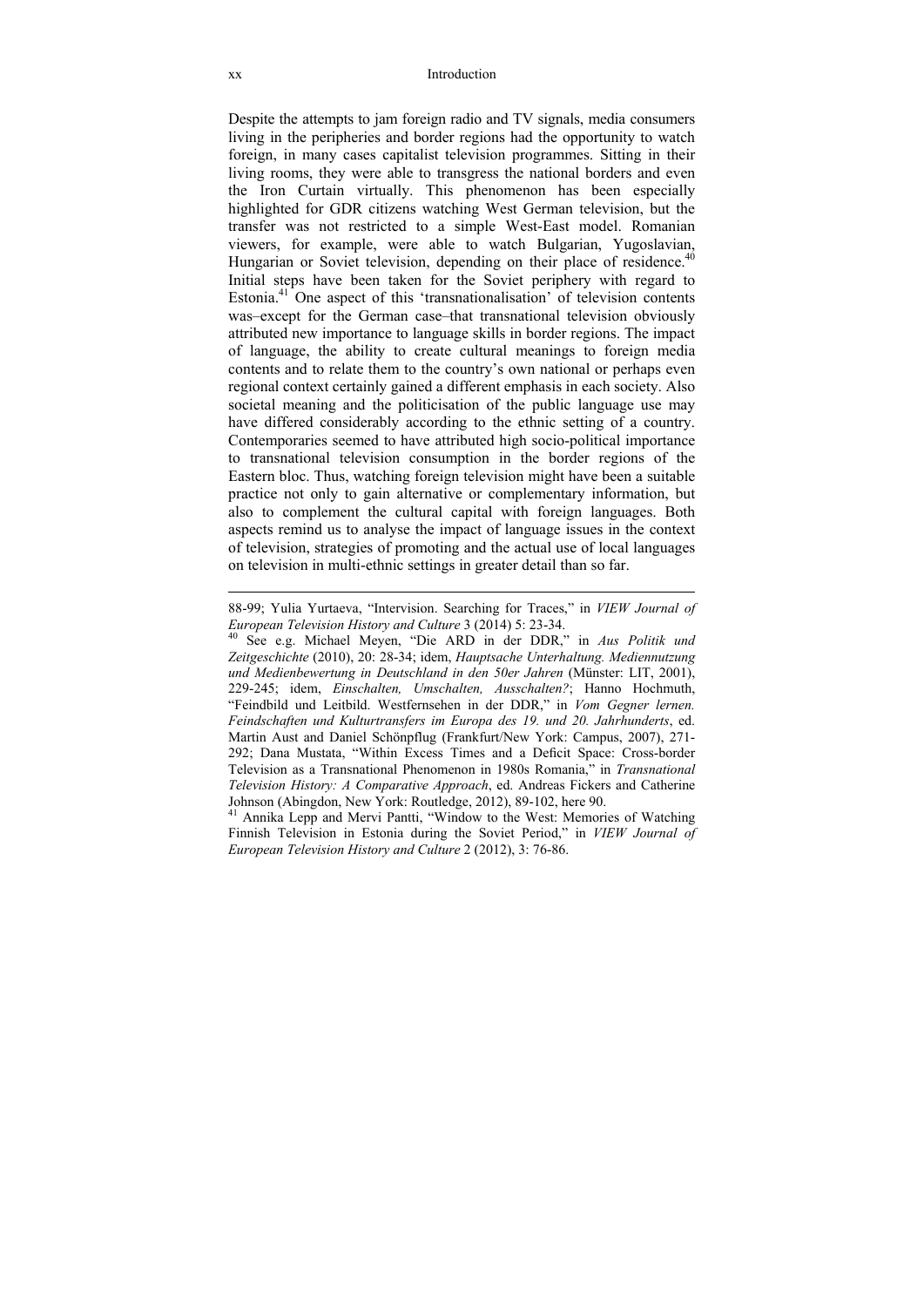Despite the attempts to jam foreign radio and TV signals, media consumers living in the peripheries and border regions had the opportunity to watch foreign, in many cases capitalist television programmes. Sitting in their living rooms, they were able to transgress the national borders and even the Iron Curtain virtually. This phenomenon has been especially highlighted for GDR citizens watching West German television, but the transfer was not restricted to a simple West-East model. Romanian viewers, for example, were able to watch Bulgarian, Yugoslavian, Hungarian or Soviet television, depending on their place of residence.[40] Initial steps have been taken for the Soviet periphery with regard to Estonia.[41] One aspect of this 'transnationalisation' of television contents was–except for the German case–that transnational television obviously attributed new importance to language skills in border regions. The impact of language, the ability to create cultural meanings to foreign media contents and to relate them to the country's own national or perhaps even regional context certainly gained a different emphasis in each society. Also societal meaning and the politicisation of the public language use may have differed considerably according to the ethnic setting of a country. Contemporaries seemed to have attributed high socio-political importance to transnational television consumption in the border regions of the Eastern bloc. Thus, watching foreign television might have been a suitable practice not only to gain alternative or complementary information, but also to complement the cultural capital with foreign languages. Both aspects remind us to analyse the impact of language issues in the context of television, strategies of promoting and the actual use of local languages on television in multi-ethnic settings in greater detail than so far.

---

88-99; Yulia Yurtaeva, "Intervision. Searching for Traces," in *VIEW Journal of European Television History and Culture* 3 (2014) 5: 23-34.

[40] See e.g. Michael Meyen, "Die ARD in der DDR," in *Aus Politik und Zeitgeschichte* (2010), 20: 28-34; idem, *Hauptsache Unterhaltung. Mediennutzung und Medienbewertung in Deutschland in den 50er Jahren* (Münster: LIT, 2001), 229-245; idem, *Einschalten, Umschalten, Ausschalten?*; Hanno Hochmuth, "Feindbild und Leitbild. Westfernsehen in der DDR," in *Vom Gegner lernen. Feindschaften und Kulturtransfers im Europa des 19. und 20. Jahrhunderts*, ed. Martin Aust and Daniel Schönpflug (Frankfurt/New York: Campus, 2007), 271-292; Dana Mustata, "Within Excess Times and a Deficit Space: Cross-border Television as a Transnational Phenomenon in 1980s Romania," in *Transnational Television History: A Comparative Approach*, ed. Andreas Fickers and Catherine Johnson (Abingdon, New York: Routledge, 2012), 89-102, here 90.

[41] Annika Lepp and Mervi Pantti, "Window to the West: Memories of Watching Finnish Television in Estonia during the Soviet Period," in *VIEW Journal of European Television History and Culture* 2 (2012), 3: 76-86.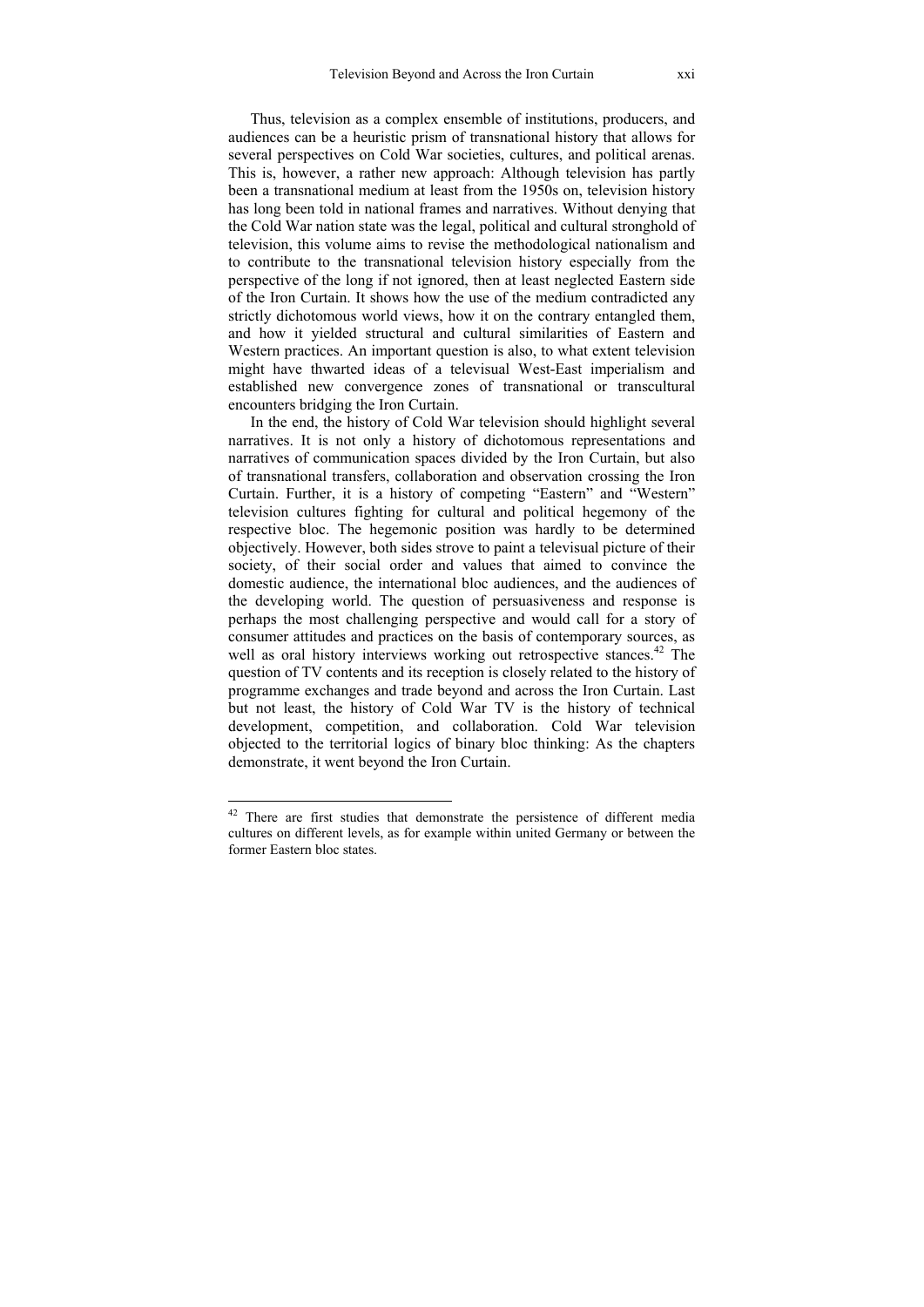Thus, television as a complex ensemble of institutions, producers, and audiences can be a heuristic prism of transnational history that allows for several perspectives on Cold War societies, cultures, and political arenas. This is, however, a rather new approach: Although television has partly been a transnational medium at least from the 1950s on, television history has long been told in national frames and narratives. Without denying that the Cold War nation state was the legal, political and cultural stronghold of television, this volume aims to revise the methodological nationalism and to contribute to the transnational television history especially from the perspective of the long if not ignored, then at least neglected Eastern side of the Iron Curtain. It shows how the use of the medium contradicted any strictly dichotomous world views, how it on the contrary entangled them, and how it yielded structural and cultural similarities of Eastern and Western practices. An important question is also, to what extent television might have thwarted ideas of a televisual West-East imperialism and established new convergence zones of transnational or transcultural encounters bridging the Iron Curtain.

In the end, the history of Cold War television should highlight several narratives. It is not only a history of dichotomous representations and narratives of communication spaces divided by the Iron Curtain, but also of transnational transfers, collaboration and observation crossing the Iron Curtain. Further, it is a history of competing "Eastern" and "Western" television cultures fighting for cultural and political hegemony of the respective bloc. The hegemonic position was hardly to be determined objectively. However, both sides strove to paint a televisual picture of their society, of their social order and values that aimed to convince the domestic audience, the international bloc audiences, and the audiences of the developing world. The question of persuasiveness and response is perhaps the most challenging perspective and would call for a story of consumer attitudes and practices on the basis of contemporary sources, as well as oral history interviews working out retrospective stances.[42] The question of TV contents and its reception is closely related to the history of programme exchanges and trade beyond and across the Iron Curtain. Last but not least, the history of Cold War TV is the history of technical development, competition, and collaboration. Cold War television objected to the territorial logics of binary bloc thinking: As the chapters demonstrate, it went beyond the Iron Curtain.

---

[42] There are first studies that demonstrate the persistence of different media cultures on different levels, as for example within united Germany or between the former Eastern bloc states.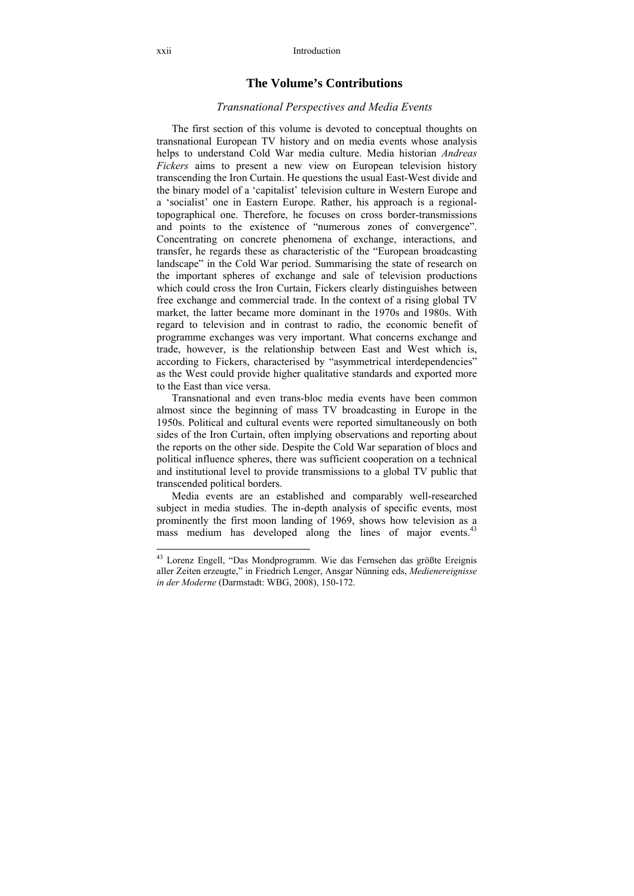## The Volume's Contributions

### *Transnational Perspectives and Media Events*

The first section of this volume is devoted to conceptual thoughts on transnational European TV history and on media events whose analysis helps to understand Cold War media culture. Media historian *Andreas Fickers* aims to present a new view on European television history transcending the Iron Curtain. He questions the usual East-West divide and the binary model of a 'capitalist' television culture in Western Europe and a 'socialist' one in Eastern Europe. Rather, his approach is a regional-topographical one. Therefore, he focuses on cross border-transmissions and points to the existence of "numerous zones of convergence". Concentrating on concrete phenomena of exchange, interactions, and transfer, he regards these as characteristic of the "European broadcasting landscape" in the Cold War period. Summarising the state of research on the important spheres of exchange and sale of television productions which could cross the Iron Curtain, Fickers clearly distinguishes between free exchange and commercial trade. In the context of a rising global TV market, the latter became more dominant in the 1970s and 1980s. With regard to television and in contrast to radio, the economic benefit of programme exchanges was very important. What concerns exchange and trade, however, is the relationship between East and West which is, according to Fickers, characterised by "asymmetrical interdependencies" as the West could provide higher qualitative standards and exported more to the East than vice versa.

Transnational and even trans-bloc media events have been common almost since the beginning of mass TV broadcasting in Europe in the 1950s. Political and cultural events were reported simultaneously on both sides of the Iron Curtain, often implying observations and reporting about the reports on the other side. Despite the Cold War separation of blocs and political influence spheres, there was sufficient cooperation on a technical and institutional level to provide transmissions to a global TV public that transcended political borders.

Media events are an established and comparably well-researched subject in media studies. The in-depth analysis of specific events, most prominently the first moon landing of 1969, shows how television as a mass medium has developed along the lines of major events.[43]

[43] Lorenz Engell, "Das Mondprogramm. Wie das Fernsehen das größte Ereignis aller Zeiten erzeugte," in Friedrich Lenger, Ansgar Nünning eds, *Medienereignisse in der Moderne* (Darmstadt: WBG, 2008), 150-172.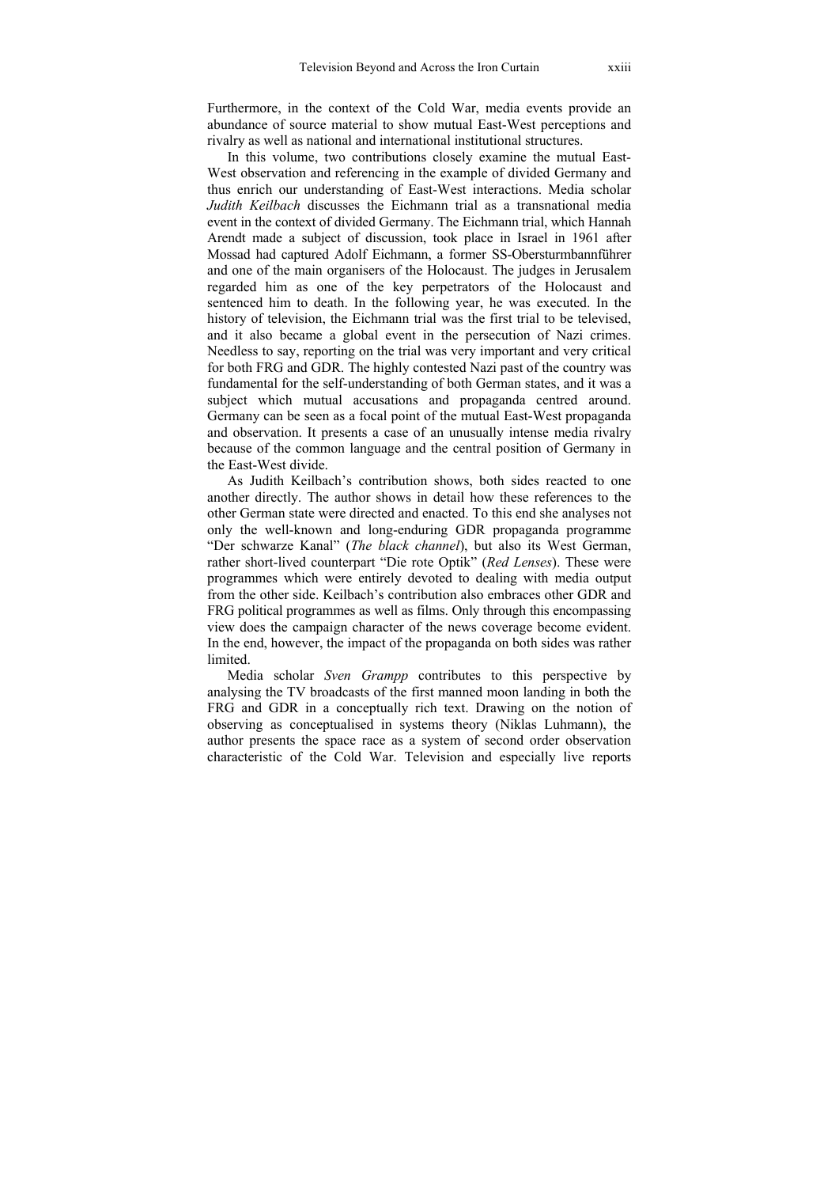Furthermore, in the context of the Cold War, media events provide an abundance of source material to show mutual East-West perceptions and rivalry as well as national and international institutional structures.

In this volume, two contributions closely examine the mutual East-West observation and referencing in the example of divided Germany and thus enrich our understanding of East-West interactions. Media scholar *Judith Keilbach* discusses the Eichmann trial as a transnational media event in the context of divided Germany. The Eichmann trial, which Hannah Arendt made a subject of discussion, took place in Israel in 1961 after Mossad had captured Adolf Eichmann, a former SS-Obersturmbannführer and one of the main organisers of the Holocaust. The judges in Jerusalem regarded him as one of the key perpetrators of the Holocaust and sentenced him to death. In the following year, he was executed. In the history of television, the Eichmann trial was the first trial to be televised, and it also became a global event in the persecution of Nazi crimes. Needless to say, reporting on the trial was very important and very critical for both FRG and GDR. The highly contested Nazi past of the country was fundamental for the self-understanding of both German states, and it was a subject which mutual accusations and propaganda centred around. Germany can be seen as a focal point of the mutual East-West propaganda and observation. It presents a case of an unusually intense media rivalry because of the common language and the central position of Germany in the East-West divide.

As Judith Keilbach's contribution shows, both sides reacted to one another directly. The author shows in detail how these references to the other German state were directed and enacted. To this end she analyses not only the well-known and long-enduring GDR propaganda programme "Der schwarze Kanal" (*The black channel*), but also its West German, rather short-lived counterpart "Die rote Optik" (*Red Lenses*). These were programmes which were entirely devoted to dealing with media output from the other side. Keilbach's contribution also embraces other GDR and FRG political programmes as well as films. Only through this encompassing view does the campaign character of the news coverage become evident. In the end, however, the impact of the propaganda on both sides was rather limited.

Media scholar *Sven Grampp* contributes to this perspective by analysing the TV broadcasts of the first manned moon landing in both the FRG and GDR in a conceptually rich text. Drawing on the notion of observing as conceptualised in systems theory (Niklas Luhmann), the author presents the space race as a system of second order observation characteristic of the Cold War. Television and especially live reports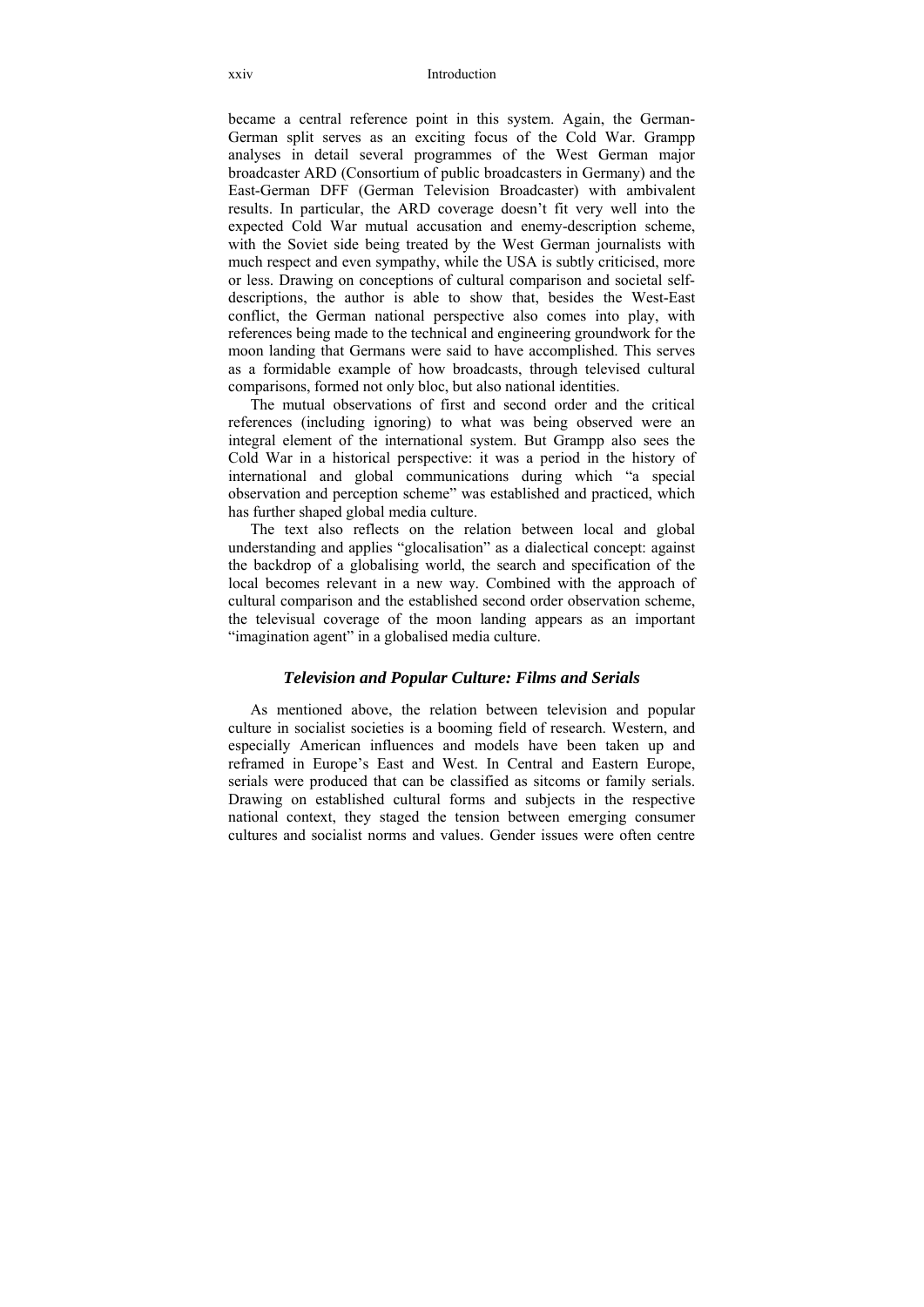became a central reference point in this system. Again, the German-German split serves as an exciting focus of the Cold War. Grampp analyses in detail several programmes of the West German major broadcaster ARD (Consortium of public broadcasters in Germany) and the East-German DFF (German Television Broadcaster) with ambivalent results. In particular, the ARD coverage doesn't fit very well into the expected Cold War mutual accusation and enemy-description scheme, with the Soviet side being treated by the West German journalists with much respect and even sympathy, while the USA is subtly criticised, more or less. Drawing on conceptions of cultural comparison and societal self-descriptions, the author is able to show that, besides the West-East conflict, the German national perspective also comes into play, with references being made to the technical and engineering groundwork for the moon landing that Germans were said to have accomplished. This serves as a formidable example of how broadcasts, through televised cultural comparisons, formed not only bloc, but also national identities.

The mutual observations of first and second order and the critical references (including ignoring) to what was being observed were an integral element of the international system. But Grampp also sees the Cold War in a historical perspective: it was a period in the history of international and global communications during which "a special observation and perception scheme" was established and practiced, which has further shaped global media culture.

The text also reflects on the relation between local and global understanding and applies "glocalisation" as a dialectical concept: against the backdrop of a globalising world, the search and specification of the local becomes relevant in a new way. Combined with the approach of cultural comparison and the established second order observation scheme, the televisual coverage of the moon landing appears as an important "imagination agent" in a globalised media culture.

## *Television and Popular Culture: Films and Serials*

As mentioned above, the relation between television and popular culture in socialist societies is a booming field of research. Western, and especially American influences and models have been taken up and reframed in Europe's East and West. In Central and Eastern Europe, serials were produced that can be classified as sitcoms or family serials. Drawing on established cultural forms and subjects in the respective national context, they staged the tension between emerging consumer cultures and socialist norms and values. Gender issues were often centre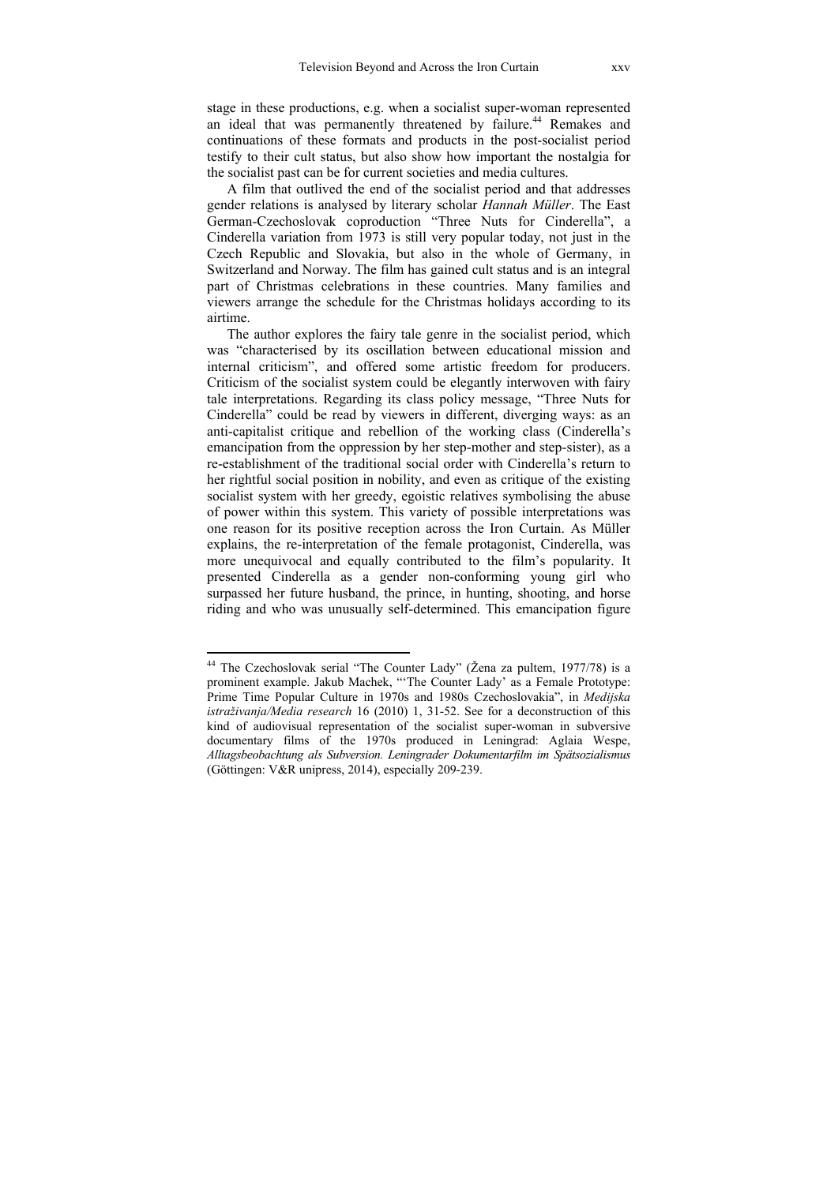stage in these productions, e.g. when a socialist super-woman represented an ideal that was permanently threatened by failure.[44] Remakes and continuations of these formats and products in the post-socialist period testify to their cult status, but also show how important the nostalgia for the socialist past can be for current societies and media cultures.

A film that outlived the end of the socialist period and that addresses gender relations is analysed by literary scholar *Hannah Müller*. The East German-Czechoslovak coproduction "Three Nuts for Cinderella", a Cinderella variation from 1973 is still very popular today, not just in the Czech Republic and Slovakia, but also in the whole of Germany, in Switzerland and Norway. The film has gained cult status and is an integral part of Christmas celebrations in these countries. Many families and viewers arrange the schedule for the Christmas holidays according to its airtime.

The author explores the fairy tale genre in the socialist period, which was "characterised by its oscillation between educational mission and internal criticism", and offered some artistic freedom for producers. Criticism of the socialist system could be elegantly interwoven with fairy tale interpretations. Regarding its class policy message, "Three Nuts for Cinderella" could be read by viewers in different, diverging ways: as an anti-capitalist critique and rebellion of the working class (Cinderella's emancipation from the oppression by her step-mother and step-sister), as a re-establishment of the traditional social order with Cinderella's return to her rightful social position in nobility, and even as critique of the existing socialist system with her greedy, egoistic relatives symbolising the abuse of power within this system. This variety of possible interpretations was one reason for its positive reception across the Iron Curtain. As Müller explains, the re-interpretation of the female protagonist, Cinderella, was more unequivocal and equally contributed to the film's popularity. It presented Cinderella as a gender non-conforming young girl who surpassed her future husband, the prince, in hunting, shooting, and horse riding and who was unusually self-determined. This emancipation figure

---

[44] The Czechoslovak serial "The Counter Lady" (Žena za pultem, 1977/78) is a prominent example. Jakub Machek, "'The Counter Lady' as a Female Prototype: Prime Time Popular Culture in 1970s and 1980s Czechoslovakia", in *Medijska istraživanja/Media research* 16 (2010) 1, 31-52. See for a deconstruction of this kind of audiovisual representation of the socialist super-woman in subversive documentary films of the 1970s produced in Leningrad: Aglaia Wespe, *Alltagsbeobachtung als Subversion. Leningrader Dokumentarfilm im Spätsozialismus* (Göttingen: V&R unipress, 2014), especially 209-239.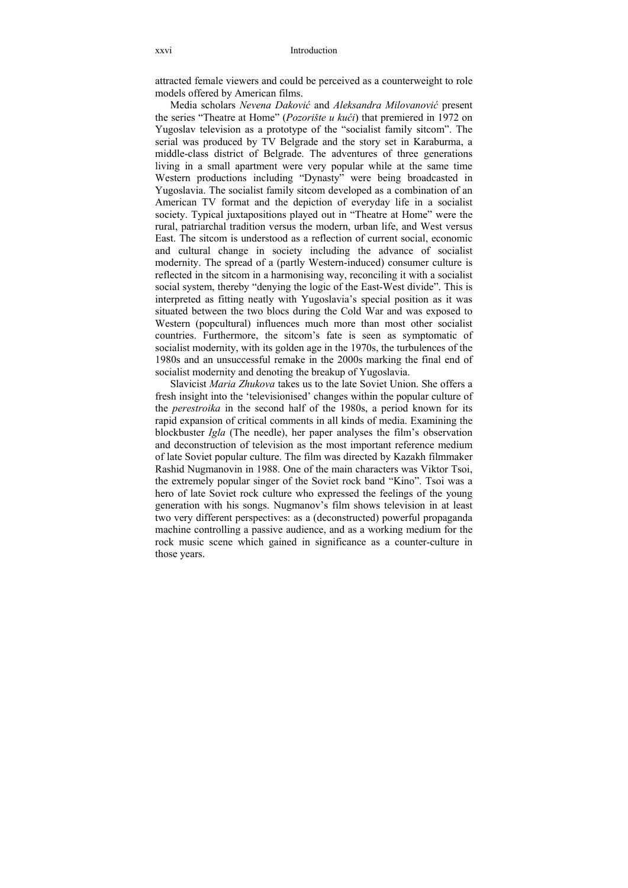attracted female viewers and could be perceived as a counterweight to role models offered by American films.

Media scholars *Nevena Daković* and *Aleksandra Milovanović* present the series "Theatre at Home" (*Pozorište u kući*) that premiered in 1972 on Yugoslav television as a prototype of the "socialist family sitcom". The serial was produced by TV Belgrade and the story set in Karaburma, a middle-class district of Belgrade. The adventures of three generations living in a small apartment were very popular while at the same time Western productions including "Dynasty" were being broadcasted in Yugoslavia. The socialist family sitcom developed as a combination of an American TV format and the depiction of everyday life in a socialist society. Typical juxtapositions played out in "Theatre at Home" were the rural, patriarchal tradition versus the modern, urban life, and West versus East. The sitcom is understood as a reflection of current social, economic and cultural change in society including the advance of socialist modernity. The spread of a (partly Western-induced) consumer culture is reflected in the sitcom in a harmonising way, reconciling it with a socialist social system, thereby "denying the logic of the East-West divide". This is interpreted as fitting neatly with Yugoslavia's special position as it was situated between the two blocs during the Cold War and was exposed to Western (popcultural) influences much more than most other socialist countries. Furthermore, the sitcom's fate is seen as symptomatic of socialist modernity, with its golden age in the 1970s, the turbulences of the 1980s and an unsuccessful remake in the 2000s marking the final end of socialist modernity and denoting the breakup of Yugoslavia.

Slavicist *Maria Zhukova* takes us to the late Soviet Union. She offers a fresh insight into the 'televisionised' changes within the popular culture of the *perestroika* in the second half of the 1980s, a period known for its rapid expansion of critical comments in all kinds of media. Examining the blockbuster *Igla* (The needle), her paper analyses the film's observation and deconstruction of television as the most important reference medium of late Soviet popular culture. The film was directed by Kazakh filmmaker Rashid Nugmanovin in 1988. One of the main characters was Viktor Tsoi, the extremely popular singer of the Soviet rock band "Kino". Tsoi was a hero of late Soviet rock culture who expressed the feelings of the young generation with his songs. Nugmanov's film shows television in at least two very different perspectives: as a (deconstructed) powerful propaganda machine controlling a passive audience, and as a working medium for the rock music scene which gained in significance as a counter-culture in those years.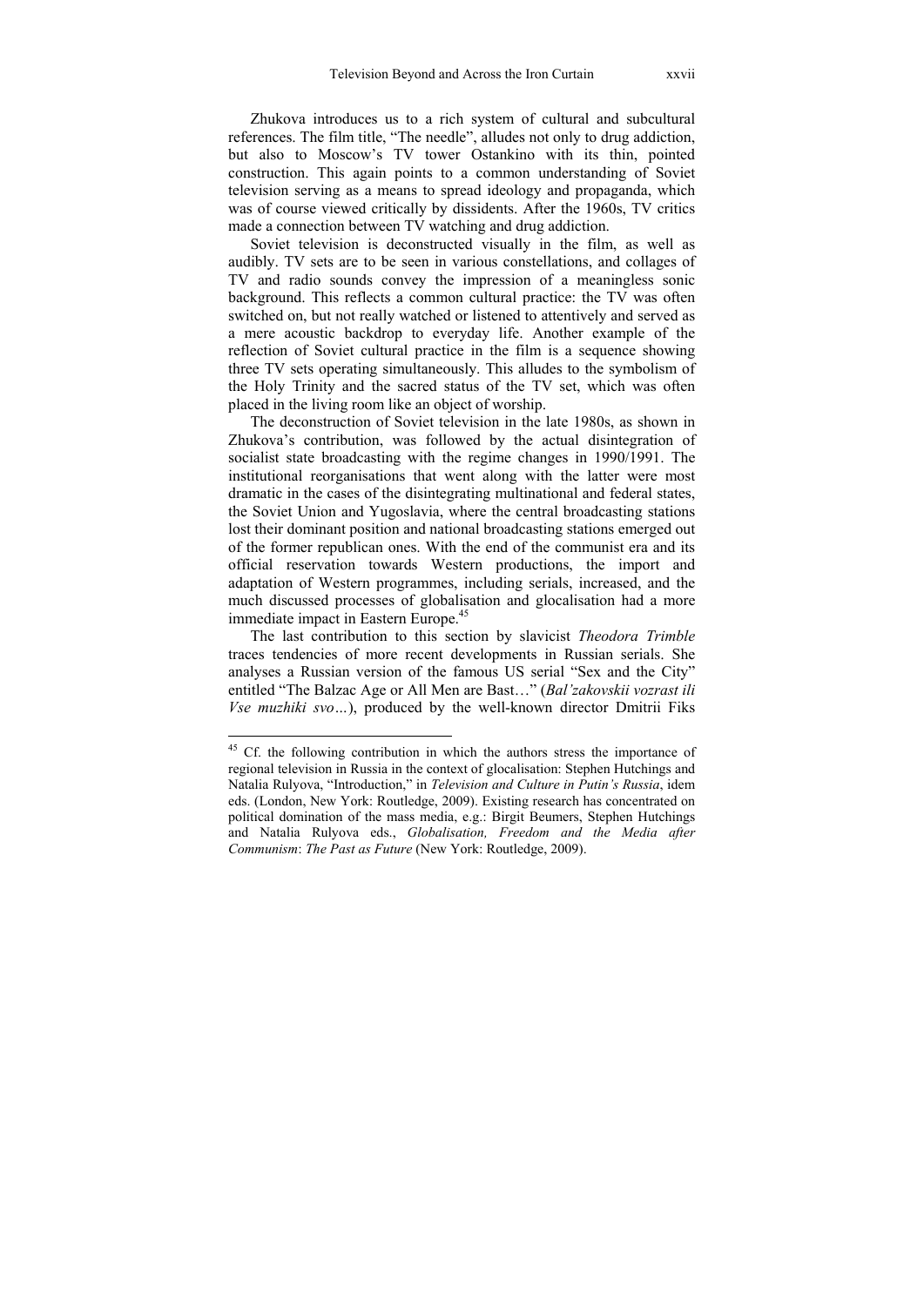Zhukova introduces us to a rich system of cultural and subcultural references. The film title, "The needle", alludes not only to drug addiction, but also to Moscow's TV tower Ostankino with its thin, pointed construction. This again points to a common understanding of Soviet television serving as a means to spread ideology and propaganda, which was of course viewed critically by dissidents. After the 1960s, TV critics made a connection between TV watching and drug addiction.

Soviet television is deconstructed visually in the film, as well as audibly. TV sets are to be seen in various constellations, and collages of TV and radio sounds convey the impression of a meaningless sonic background. This reflects a common cultural practice: the TV was often switched on, but not really watched or listened to attentively and served as a mere acoustic backdrop to everyday life. Another example of the reflection of Soviet cultural practice in the film is a sequence showing three TV sets operating simultaneously. This alludes to the symbolism of the Holy Trinity and the sacred status of the TV set, which was often placed in the living room like an object of worship.

The deconstruction of Soviet television in the late 1980s, as shown in Zhukova's contribution, was followed by the actual disintegration of socialist state broadcasting with the regime changes in 1990/1991. The institutional reorganisations that went along with the latter were most dramatic in the cases of the disintegrating multinational and federal states, the Soviet Union and Yugoslavia, where the central broadcasting stations lost their dominant position and national broadcasting stations emerged out of the former republican ones. With the end of the communist era and its official reservation towards Western productions, the import and adaptation of Western programmes, including serials, increased, and the much discussed processes of globalisation and glocalisation had a more immediate impact in Eastern Europe.[45]

The last contribution to this section by slavicist *Theodora Trimble* traces tendencies of more recent developments in Russian serials. She analyses a Russian version of the famous US serial "Sex and the City" entitled "The Balzac Age or All Men are Bast…" (*Bal'zakovskii vozrast ili Vse muzhiki svo…*), produced by the well-known director Dmitrii Fiks

---

[45] Cf. the following contribution in which the authors stress the importance of regional television in Russia in the context of glocalisation: Stephen Hutchings and Natalia Rulyova, "Introduction," in *Television and Culture in Putin's Russia*, idem eds. (London, New York: Routledge, 2009). Existing research has concentrated on political domination of the mass media, e.g.: Birgit Beumers, Stephen Hutchings and Natalia Rulyova eds., *Globalisation, Freedom and the Media after Communism*: *The Past as Future* (New York: Routledge, 2009).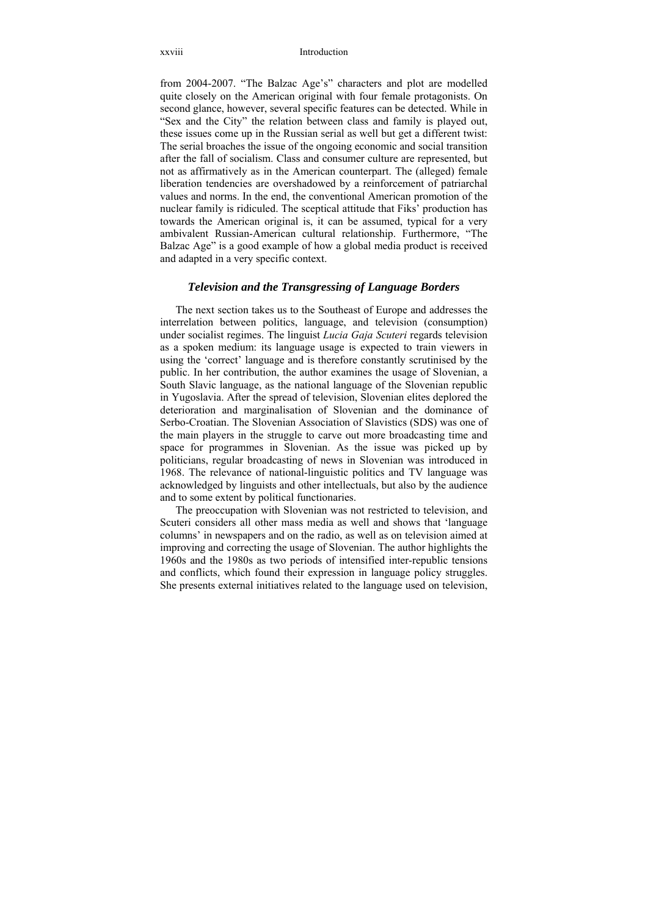from 2004-2007. “The Balzac Age’s” characters and plot are modelled quite closely on the American original with four female protagonists. On second glance, however, several specific features can be detected. While in “Sex and the City” the relation between class and family is played out, these issues come up in the Russian serial as well but get a different twist: The serial broaches the issue of the ongoing economic and social transition after the fall of socialism. Class and consumer culture are represented, but not as affirmatively as in the American counterpart. The (alleged) female liberation tendencies are overshadowed by a reinforcement of patriarchal values and norms. In the end, the conventional American promotion of the nuclear family is ridiculed. The sceptical attitude that Fiks’ production has towards the American original is, it can be assumed, typical for a very ambivalent Russian-American cultural relationship. Furthermore, “The Balzac Age” is a good example of how a global media product is received and adapted in a very specific context.

### *Television and the Transgressing of Language Borders*

The next section takes us to the Southeast of Europe and addresses the interrelation between politics, language, and television (consumption) under socialist regimes. The linguist *Lucia Gaja Scuteri* regards television as a spoken medium: its language usage is expected to train viewers in using the ‘correct’ language and is therefore constantly scrutinised by the public. In her contribution, the author examines the usage of Slovenian, a South Slavic language, as the national language of the Slovenian republic in Yugoslavia. After the spread of television, Slovenian elites deplored the deterioration and marginalisation of Slovenian and the dominance of Serbo-Croatian. The Slovenian Association of Slavistics (SDS) was one of the main players in the struggle to carve out more broadcasting time and space for programmes in Slovenian. As the issue was picked up by politicians, regular broadcasting of news in Slovenian was introduced in 1968. The relevance of national-linguistic politics and TV language was acknowledged by linguists and other intellectuals, but also by the audience and to some extent by political functionaries.

The preoccupation with Slovenian was not restricted to television, and Scuteri considers all other mass media as well and shows that ‘language columns’ in newspapers and on the radio, as well as on television aimed at improving and correcting the usage of Slovenian. The author highlights the 1960s and the 1980s as two periods of intensified inter-republic tensions and conflicts, which found their expression in language policy struggles. She presents external initiatives related to the language used on television,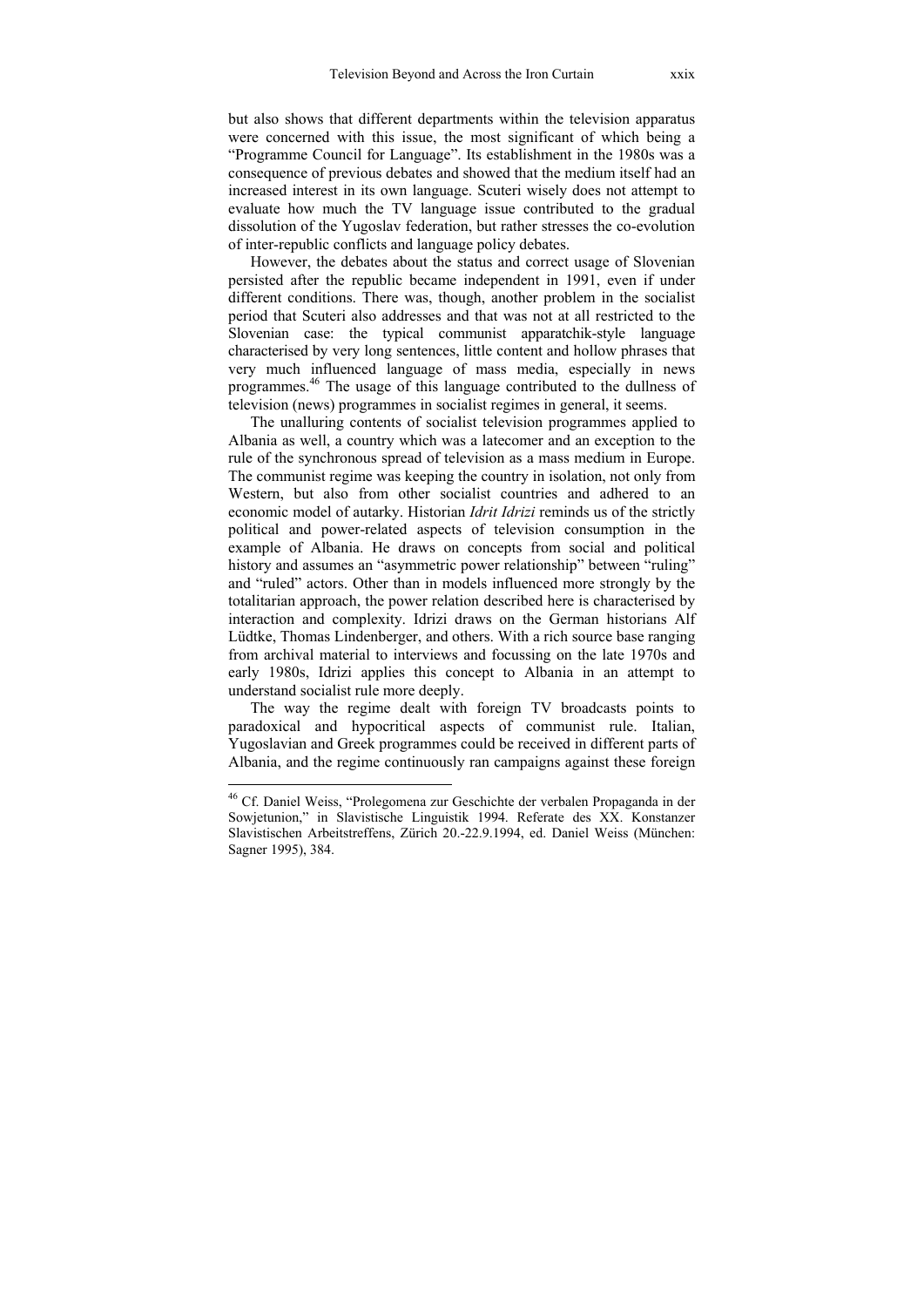but also shows that different departments within the television apparatus were concerned with this issue, the most significant of which being a "Programme Council for Language". Its establishment in the 1980s was a consequence of previous debates and showed that the medium itself had an increased interest in its own language. Scuteri wisely does not attempt to evaluate how much the TV language issue contributed to the gradual dissolution of the Yugoslav federation, but rather stresses the co-evolution of inter-republic conflicts and language policy debates.

However, the debates about the status and correct usage of Slovenian persisted after the republic became independent in 1991, even if under different conditions. There was, though, another problem in the socialist period that Scuteri also addresses and that was not at all restricted to the Slovenian case: the typical communist apparatchik-style language characterised by very long sentences, little content and hollow phrases that very much influenced language of mass media, especially in news programmes.[46] The usage of this language contributed to the dullness of television (news) programmes in socialist regimes in general, it seems.

The unalluring contents of socialist television programmes applied to Albania as well, a country which was a latecomer and an exception to the rule of the synchronous spread of television as a mass medium in Europe. The communist regime was keeping the country in isolation, not only from Western, but also from other socialist countries and adhered to an economic model of autarky. Historian *Idrit Idrizi* reminds us of the strictly political and power-related aspects of television consumption in the example of Albania. He draws on concepts from social and political history and assumes an "asymmetric power relationship" between "ruling" and "ruled" actors. Other than in models influenced more strongly by the totalitarian approach, the power relation described here is characterised by interaction and complexity. Idrizi draws on the German historians Alf Lüdtke, Thomas Lindenberger, and others. With a rich source base ranging from archival material to interviews and focussing on the late 1970s and early 1980s, Idrizi applies this concept to Albania in an attempt to understand socialist rule more deeply.

The way the regime dealt with foreign TV broadcasts points to paradoxical and hypocritical aspects of communist rule. Italian, Yugoslavian and Greek programmes could be received in different parts of Albania, and the regime continuously ran campaigns against these foreign

---

[46] Cf. Daniel Weiss, "Prolegomena zur Geschichte der verbalen Propaganda in der Sowjetunion," in Slavistische Linguistik 1994. Referate des XX. Konstanzer Slavistischen Arbeitstreffens, Zürich 20.-22.9.1994, ed. Daniel Weiss (München: Sagner 1995), 384.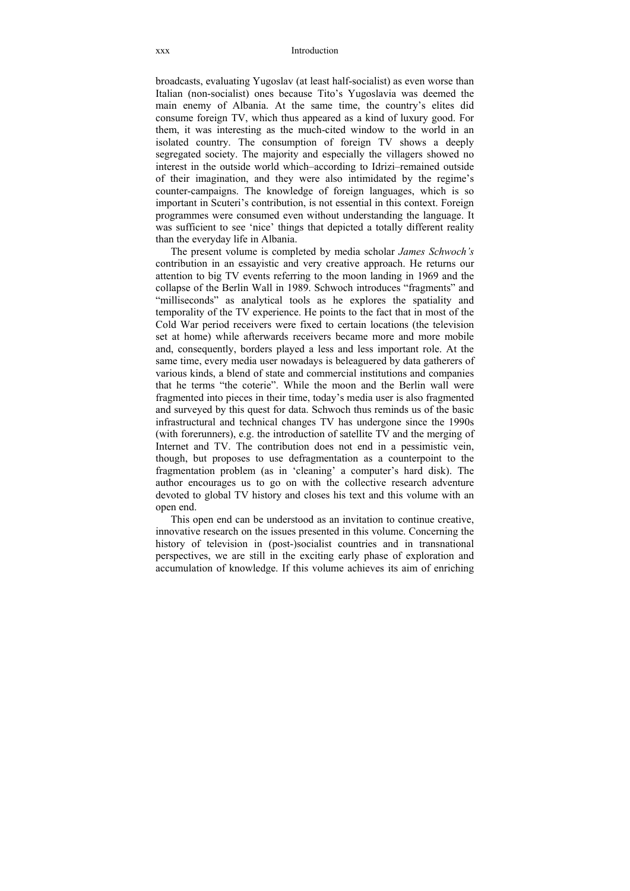broadcasts, evaluating Yugoslav (at least half-socialist) as even worse than Italian (non-socialist) ones because Tito's Yugoslavia was deemed the main enemy of Albania. At the same time, the country's elites did consume foreign TV, which thus appeared as a kind of luxury good. For them, it was interesting as the much-cited window to the world in an isolated country. The consumption of foreign TV shows a deeply segregated society. The majority and especially the villagers showed no interest in the outside world which–according to Idrizi–remained outside of their imagination, and they were also intimidated by the regime's counter-campaigns. The knowledge of foreign languages, which is so important in Scuteri's contribution, is not essential in this context. Foreign programmes were consumed even without understanding the language. It was sufficient to see 'nice' things that depicted a totally different reality than the everyday life in Albania.

The present volume is completed by media scholar *James Schwoch's* contribution in an essayistic and very creative approach. He returns our attention to big TV events referring to the moon landing in 1969 and the collapse of the Berlin Wall in 1989. Schwoch introduces "fragments" and "milliseconds" as analytical tools as he explores the spatiality and temporality of the TV experience. He points to the fact that in most of the Cold War period receivers were fixed to certain locations (the television set at home) while afterwards receivers became more and more mobile and, consequently, borders played a less and less important role. At the same time, every media user nowadays is beleaguered by data gatherers of various kinds, a blend of state and commercial institutions and companies that he terms "the coterie". While the moon and the Berlin wall were fragmented into pieces in their time, today's media user is also fragmented and surveyed by this quest for data. Schwoch thus reminds us of the basic infrastructural and technical changes TV has undergone since the 1990s (with forerunners), e.g. the introduction of satellite TV and the merging of Internet and TV. The contribution does not end in a pessimistic vein, though, but proposes to use defragmentation as a counterpoint to the fragmentation problem (as in 'cleaning' a computer's hard disk). The author encourages us to go on with the collective research adventure devoted to global TV history and closes his text and this volume with an open end.

This open end can be understood as an invitation to continue creative, innovative research on the issues presented in this volume. Concerning the history of television in (post-)socialist countries and in transnational perspectives, we are still in the exciting early phase of exploration and accumulation of knowledge. If this volume achieves its aim of enriching